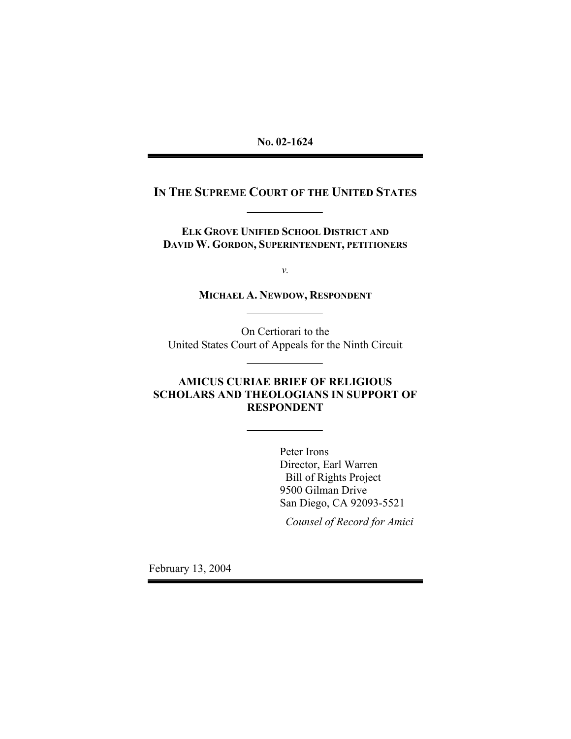**No. 02-1624**

---

# IN THE SUPREME COURT OF THE UNITED STATES

---

**ELK GROVE UNIFIED SCHOOL DISTRICT AND DAVID W. GORDON, SUPERINTENDENT, PETITIONERS**

*v.*

**MICHAEL A. NEWDOW, RESPONDENT**

---

On Certiorari to the
United States Court of Appeals for the Ninth Circuit

---

## AMICUS CURIAE BRIEF OF RELIGIOUS SCHOLARS AND THEOLOGIANS IN SUPPORT OF RESPONDENT

---

Peter Irons
Director, Earl Warren
Bill of Rights Project
9500 Gilman Drive
San Diego, CA 92093-5521

*Counsel of Record for Amici*

February 13, 2004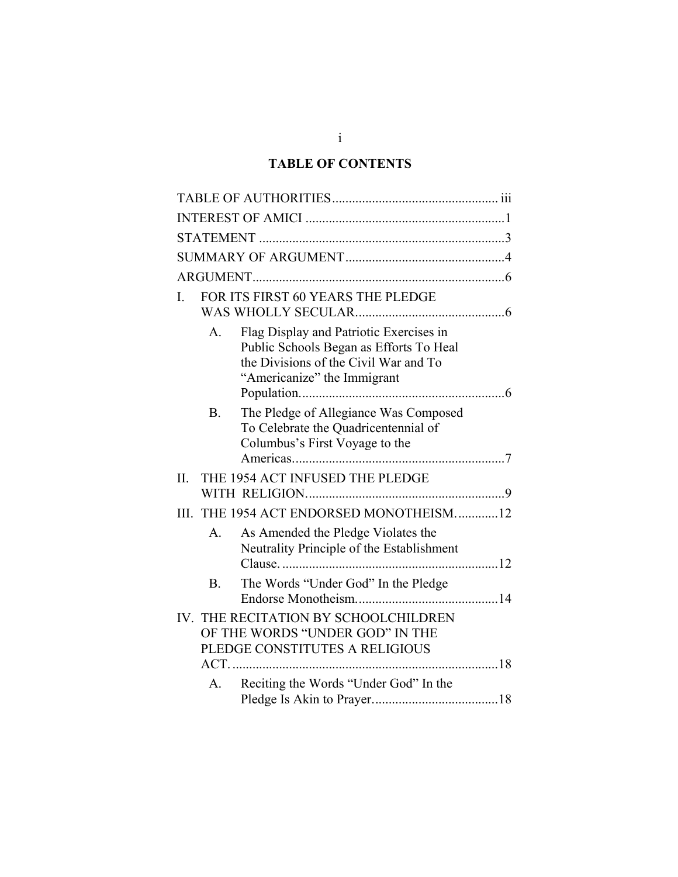# TABLE OF CONTENTS

TABLE OF AUTHORITIES .................................................. iii

INTEREST OF AMICI ............................................................1

STATEMENT ..........................................................................3

SUMMARY OF ARGUMENT................................................4

ARGUMENT............................................................................6

I. FOR ITS FIRST 60 YEARS THE PLEDGE WAS WHOLLY SECULAR.............................................6

   A. Flag Display and Patriotic Exercises in Public Schools Began as Efforts To Heal the Divisions of the Civil War and To "Americanize" the Immigrant Population..............................................................6

   B. The Pledge of Allegiance Was Composed To Celebrate the Quadricentennial of Columbus's First Voyage to the Americas................................................................7

II. THE 1954 ACT INFUSED THE PLEDGE WITH RELIGION............................................................9

III. THE 1954 ACT ENDORSED MONOTHEISM.............12

   A. As Amended the Pledge Violates the Neutrality Principle of the Establishment Clause. .................................................................12

   B. The Words "Under God" In the Pledge Endorse Monotheism...........................................14

IV. THE RECITATION BY SCHOOLCHILDREN OF THE WORDS "UNDER GOD" IN THE PLEDGE CONSTITUTES A RELIGIOUS ACT. ................................................................................18

   A. Reciting the Words "Under God" In the Pledge Is Akin to Prayer......................................18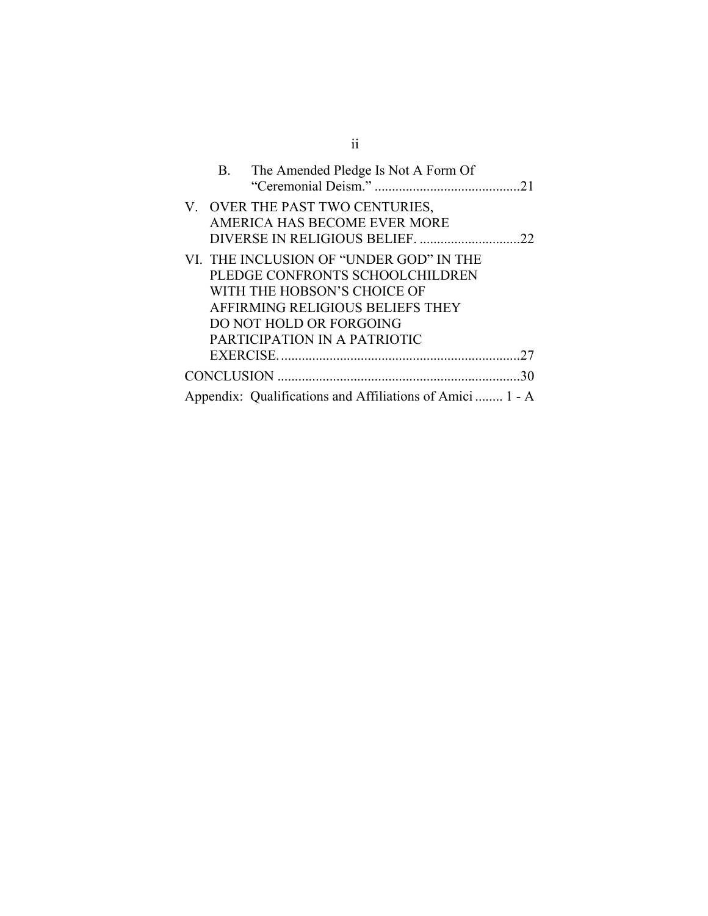B. The Amended Pledge Is Not A Form Of "Ceremonial Deism." ..........................................21

V. OVER THE PAST TWO CENTURIES, AMERICA HAS BECOME EVER MORE DIVERSE IN RELIGIOUS BELIEF. .............................22

VI. THE INCLUSION OF "UNDER GOD" IN THE PLEDGE CONFRONTS SCHOOLCHILDREN WITH THE HOBSON'S CHOICE OF AFFIRMING RELIGIOUS BELIEFS THEY DO NOT HOLD OR FORGOING PARTICIPATION IN A PATRIOTIC EXERCISE.......................................................................27

CONCLUSION ......................................................................30

Appendix: Qualifications and Affiliations of Amici ........ 1 - A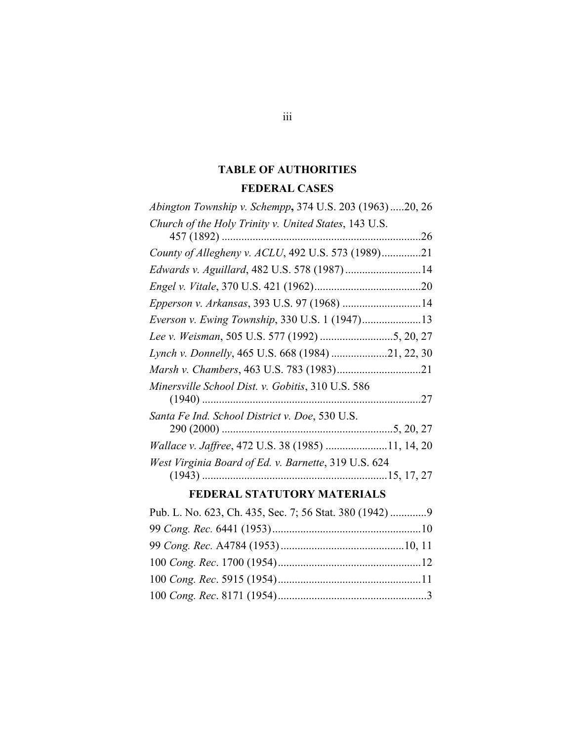## TABLE OF AUTHORITIES

### FEDERAL CASES

*Abington Township v. Schempp*, 374 U.S. 203 (1963).....20, 26

*Church of the Holy Trinity v. United States*, 143 U.S. 457 (1892) .......................................................................26

*County of Allegheny v. ACLU*, 492 U.S. 573 (1989)..............21

*Edwards v. Aguillard*, 482 U.S. 578 (1987)...........................14

*Engel v. Vitale*, 370 U.S. 421 (1962)......................................20

*Epperson v. Arkansas*, 393 U.S. 97 (1968) ............................14

*Everson v. Ewing Township*, 330 U.S. 1 (1947).....................13

*Lee v. Weisman*, 505 U.S. 577 (1992) ..........................5, 20, 27

*Lynch v. Donnelly*, 465 U.S. 668 (1984) ....................21, 22, 30

*Marsh v. Chambers*, 463 U.S. 783 (1983)..............................21

*Minersville School Dist. v. Gobitis*, 310 U.S. 586 (1940) ..............................................................................27

*Santa Fe Ind. School District v. Doe*, 530 U.S. 290 (2000) .............................................................5, 20, 27

*Wallace v. Jaffree*, 472 U.S. 38 (1985) ......................11, 14, 20

*West Virginia Board of Ed. v. Barnette*, 319 U.S. 624 (1943) .................................................................15, 17, 27

### FEDERAL STATUTORY MATERIALS

Pub. L. No. 623, Ch. 435, Sec. 7; 56 Stat. 380 (1942) .............9

99 *Cong. Rec.* 6441 (1953).....................................................10

99 *Cong. Rec.* A4784 (1953) ............................................10, 11

100 *Cong. Rec*. 1700 (1954)...................................................12

100 *Cong. Rec*. 5915 (1954)...................................................11

100 *Cong. Rec*. 8171 (1954).....................................................3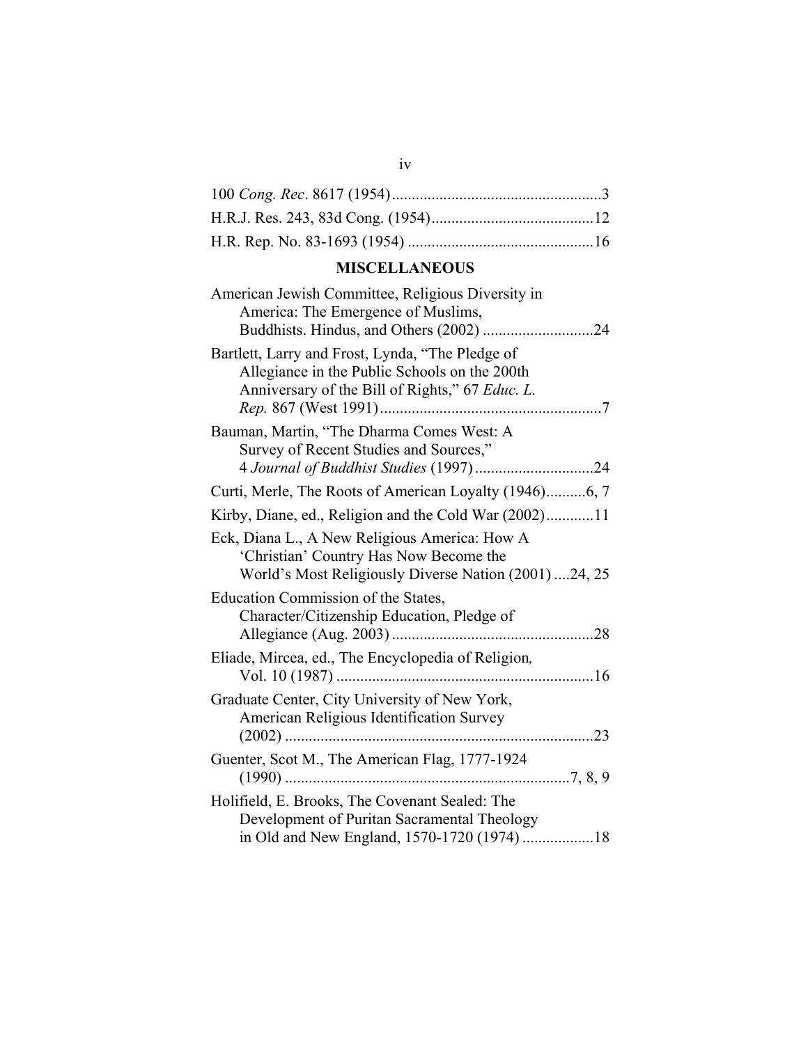100 *Cong. Rec*. 8617 (1954) .....................................................3

H.R.J. Res. 243, 83d Cong. (1954) .........................................12

H.R. Rep. No. 83-1693 (1954) ..............................................16

## MISCELLANEOUS

American Jewish Committee, Religious Diversity in America: The Emergence of Muslims, Buddhists. Hindus, and Others (2002) ............................24

Bartlett, Larry and Frost, Lynda, "The Pledge of Allegiance in the Public Schools on the 200th Anniversary of the Bill of Rights," 67 *Educ. L. Rep.* 867 (West 1991) ........................................................7

Bauman, Martin, "The Dharma Comes West: A Survey of Recent Studies and Sources," 4 *Journal of Buddhist Studies* (1997) .............................24

Curti, Merle, The Roots of American Loyalty (1946)..........6, 7

Kirby, Diane, ed., Religion and the Cold War (2002)............11

Eck, Diana L., A New Religious America: How A 'Christian' Country Has Now Become the World's Most Religiously Diverse Nation (2001) ....24, 25

Education Commission of the States, Character/Citizenship Education, Pledge of Allegiance (Aug. 2003) ..................................................28

Eliade, Mircea, ed., The Encyclopedia of Religion*,* Vol. 10 (1987) ................................................................16

Graduate Center, City University of New York, American Religious Identification Survey (2002) .............................................................................23

Guenter, Scot M., The American Flag, 1777-1924 (1990) .......................................................................7, 8, 9

Holifield, E. Brooks, The Covenant Sealed: The Development of Puritan Sacramental Theology in Old and New England, 1570-1720 (1974) ..................18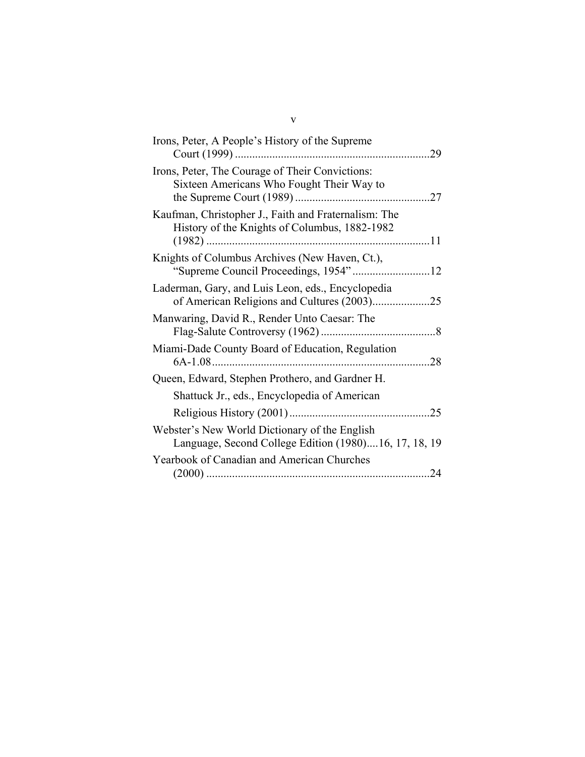Irons, Peter, A People's History of the Supreme Court (1999) ....................................................................29

Irons, Peter, The Courage of Their Convictions: Sixteen Americans Who Fought Their Way to the Supreme Court (1989) ...............................................27

Kaufman, Christopher J., Faith and Fraternalism: The History of the Knights of Columbus, 1882-1982 (1982) .............................................................................11

Knights of Columbus Archives (New Haven, Ct.), "Supreme Council Proceedings, 1954" ...........................12

Laderman, Gary, and Luis Leon, eds., Encyclopedia of American Religions and Cultures (2003)....................25

Manwaring, David R., Render Unto Caesar: The Flag-Salute Controversy (1962) ........................................8

Miami-Dade County Board of Education, Regulation 6A-1.08............................................................................28

Queen, Edward, Stephen Prothero, and Gardner H. Shattuck Jr., eds., Encyclopedia of American Religious History (2001) .................................................25

Webster's New World Dictionary of the English Language, Second College Edition (1980)....16, 17, 18, 19

Yearbook of Canadian and American Churches (2000) .............................................................................24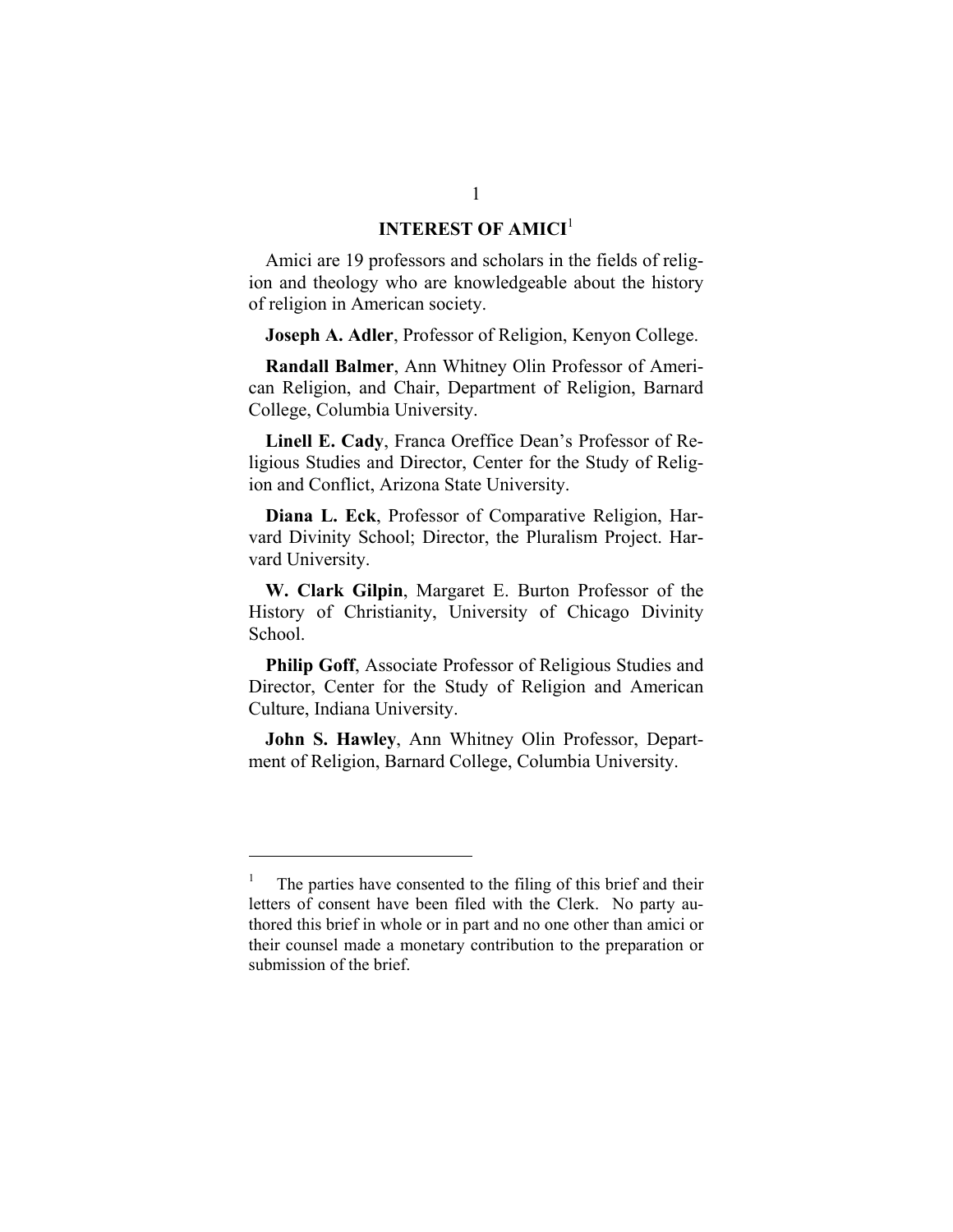## INTEREST OF AMICI[1]

Amici are 19 professors and scholars in the fields of religion and theology who are knowledgeable about the history of religion in American society.

**Joseph A. Adler**, Professor of Religion, Kenyon College.

**Randall Balmer**, Ann Whitney Olin Professor of American Religion, and Chair, Department of Religion, Barnard College, Columbia University.

**Linell E. Cady**, Franca Oreffice Dean's Professor of Religious Studies and Director, Center for the Study of Religion and Conflict, Arizona State University.

**Diana L. Eck**, Professor of Comparative Religion, Harvard Divinity School; Director, the Pluralism Project. Harvard University.

**W. Clark Gilpin**, Margaret E. Burton Professor of the History of Christianity, University of Chicago Divinity School.

**Philip Goff**, Associate Professor of Religious Studies and Director, Center for the Study of Religion and American Culture, Indiana University.

**John S. Hawley**, Ann Whitney Olin Professor, Department of Religion, Barnard College, Columbia University.

---

[1] The parties have consented to the filing of this brief and their letters of consent have been filed with the Clerk. No party authored this brief in whole or in part and no one other than amici or their counsel made a monetary contribution to the preparation or submission of the brief.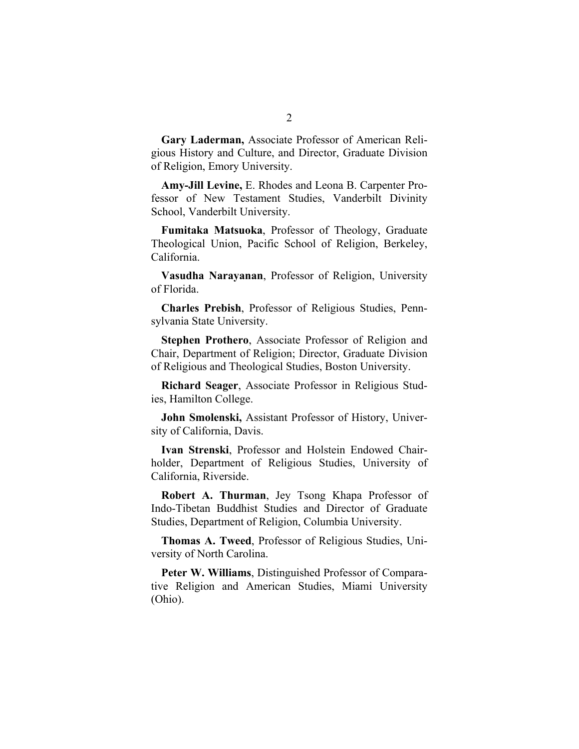**Gary Laderman,** Associate Professor of American Religious History and Culture, and Director, Graduate Division of Religion, Emory University.

**Amy-Jill Levine,** E. Rhodes and Leona B. Carpenter Professor of New Testament Studies, Vanderbilt Divinity School, Vanderbilt University.

**Fumitaka Matsuoka**, Professor of Theology, Graduate Theological Union, Pacific School of Religion, Berkeley, California.

**Vasudha Narayanan**, Professor of Religion, University of Florida.

**Charles Prebish**, Professor of Religious Studies, Pennsylvania State University.

**Stephen Prothero**, Associate Professor of Religion and Chair, Department of Religion; Director, Graduate Division of Religious and Theological Studies, Boston University.

**Richard Seager**, Associate Professor in Religious Studies, Hamilton College.

**John Smolenski,** Assistant Professor of History, University of California, Davis.

**Ivan Strenski**, Professor and Holstein Endowed Chairholder, Department of Religious Studies, University of California, Riverside.

**Robert A. Thurman**, Jey Tsong Khapa Professor of Indo-Tibetan Buddhist Studies and Director of Graduate Studies, Department of Religion, Columbia University.

**Thomas A. Tweed**, Professor of Religious Studies, University of North Carolina.

**Peter W. Williams**, Distinguished Professor of Comparative Religion and American Studies, Miami University (Ohio).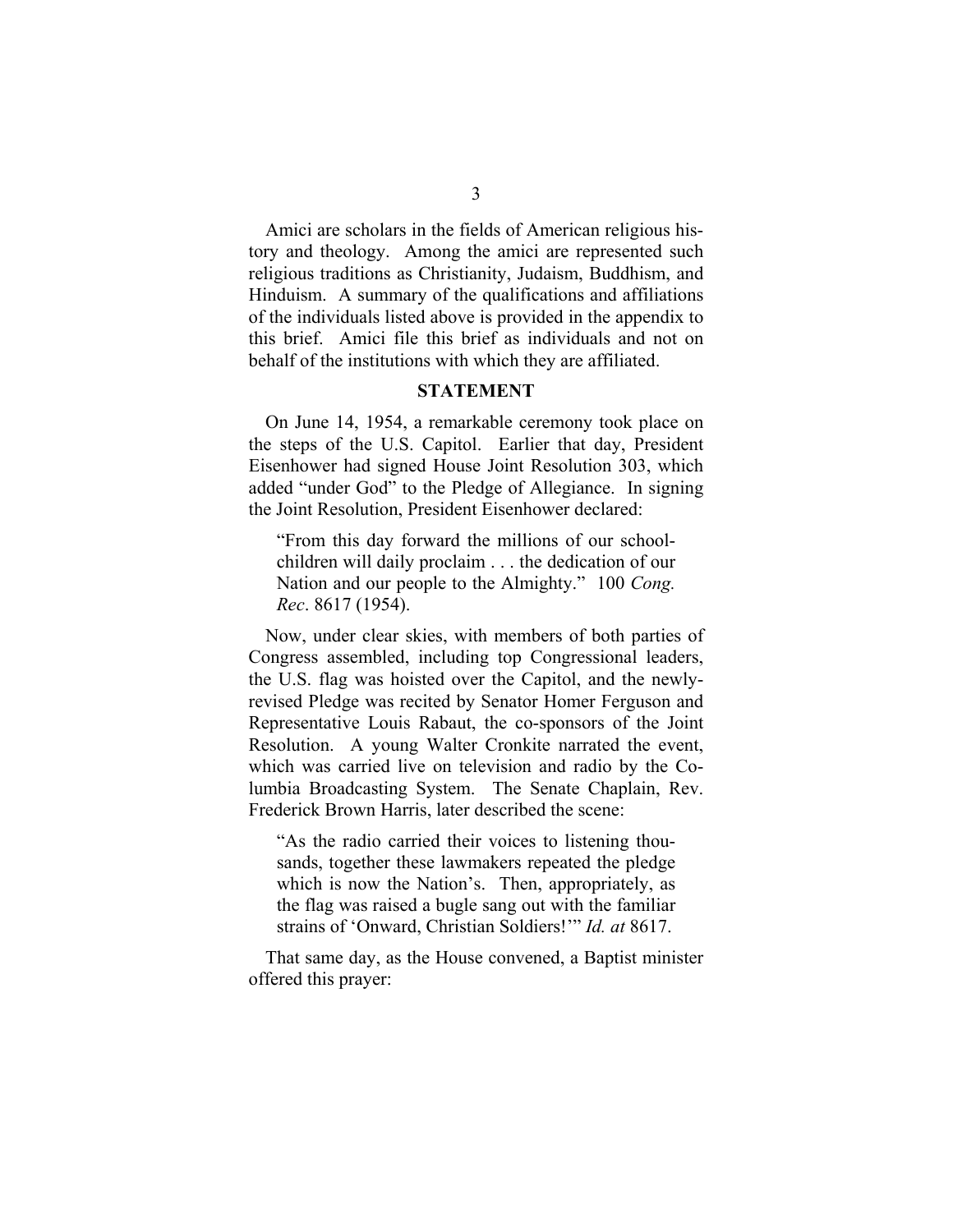Amici are scholars in the fields of American religious history and theology. Among the amici are represented such religious traditions as Christianity, Judaism, Buddhism, and Hinduism. A summary of the qualifications and affiliations of the individuals listed above is provided in the appendix to this brief. Amici file this brief as individuals and not on behalf of the institutions with which they are affiliated.

## STATEMENT

On June 14, 1954, a remarkable ceremony took place on the steps of the U.S. Capitol. Earlier that day, President Eisenhower had signed House Joint Resolution 303, which added "under God" to the Pledge of Allegiance. In signing the Joint Resolution, President Eisenhower declared:

> "From this day forward the millions of our schoolchildren will daily proclaim . . . the dedication of our Nation and our people to the Almighty." 100 *Cong. Rec*. 8617 (1954).

Now, under clear skies, with members of both parties of Congress assembled, including top Congressional leaders, the U.S. flag was hoisted over the Capitol, and the newly-revised Pledge was recited by Senator Homer Ferguson and Representative Louis Rabaut, the co-sponsors of the Joint Resolution. A young Walter Cronkite narrated the event, which was carried live on television and radio by the Columbia Broadcasting System. The Senate Chaplain, Rev. Frederick Brown Harris, later described the scene:

> "As the radio carried their voices to listening thousands, together these lawmakers repeated the pledge which is now the Nation's. Then, appropriately, as the flag was raised a bugle sang out with the familiar strains of 'Onward, Christian Soldiers!'" *Id. at* 8617.

That same day, as the House convened, a Baptist minister offered this prayer: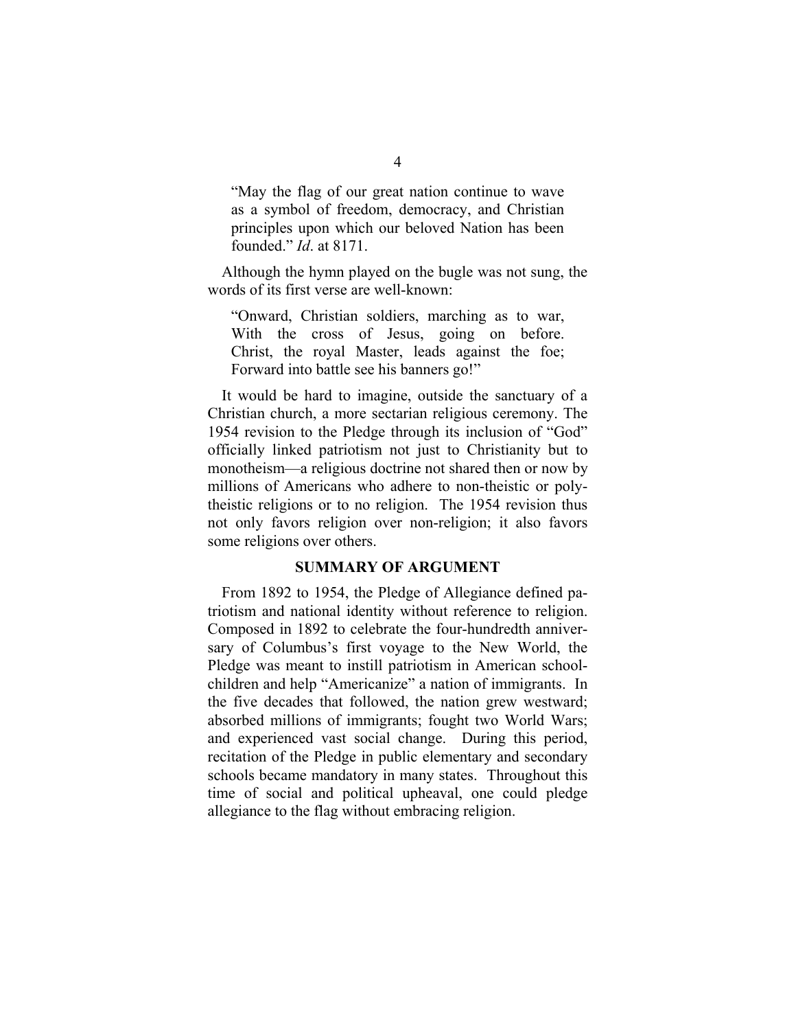> "May the flag of our great nation continue to wave as a symbol of freedom, democracy, and Christian principles upon which our beloved Nation has been founded." *Id*. at 8171.

Although the hymn played on the bugle was not sung, the words of its first verse are well-known:

> "Onward, Christian soldiers, marching as to war,
> With the cross of Jesus, going on before.
> Christ, the royal Master, leads against the foe;
> Forward into battle see his banners go!"

It would be hard to imagine, outside the sanctuary of a Christian church, a more sectarian religious ceremony. The 1954 revision to the Pledge through its inclusion of "God" officially linked patriotism not just to Christianity but to monotheism—a religious doctrine not shared then or now by millions of Americans who adhere to non-theistic or polytheistic religions or to no religion. The 1954 revision thus not only favors religion over non-religion; it also favors some religions over others.

## SUMMARY OF ARGUMENT

From 1892 to 1954, the Pledge of Allegiance defined patriotism and national identity without reference to religion. Composed in 1892 to celebrate the four-hundredth anniversary of Columbus's first voyage to the New World, the Pledge was meant to instill patriotism in American schoolchildren and help "Americanize" a nation of immigrants. In the five decades that followed, the nation grew westward; absorbed millions of immigrants; fought two World Wars; and experienced vast social change. During this period, recitation of the Pledge in public elementary and secondary schools became mandatory in many states. Throughout this time of social and political upheaval, one could pledge allegiance to the flag without embracing religion.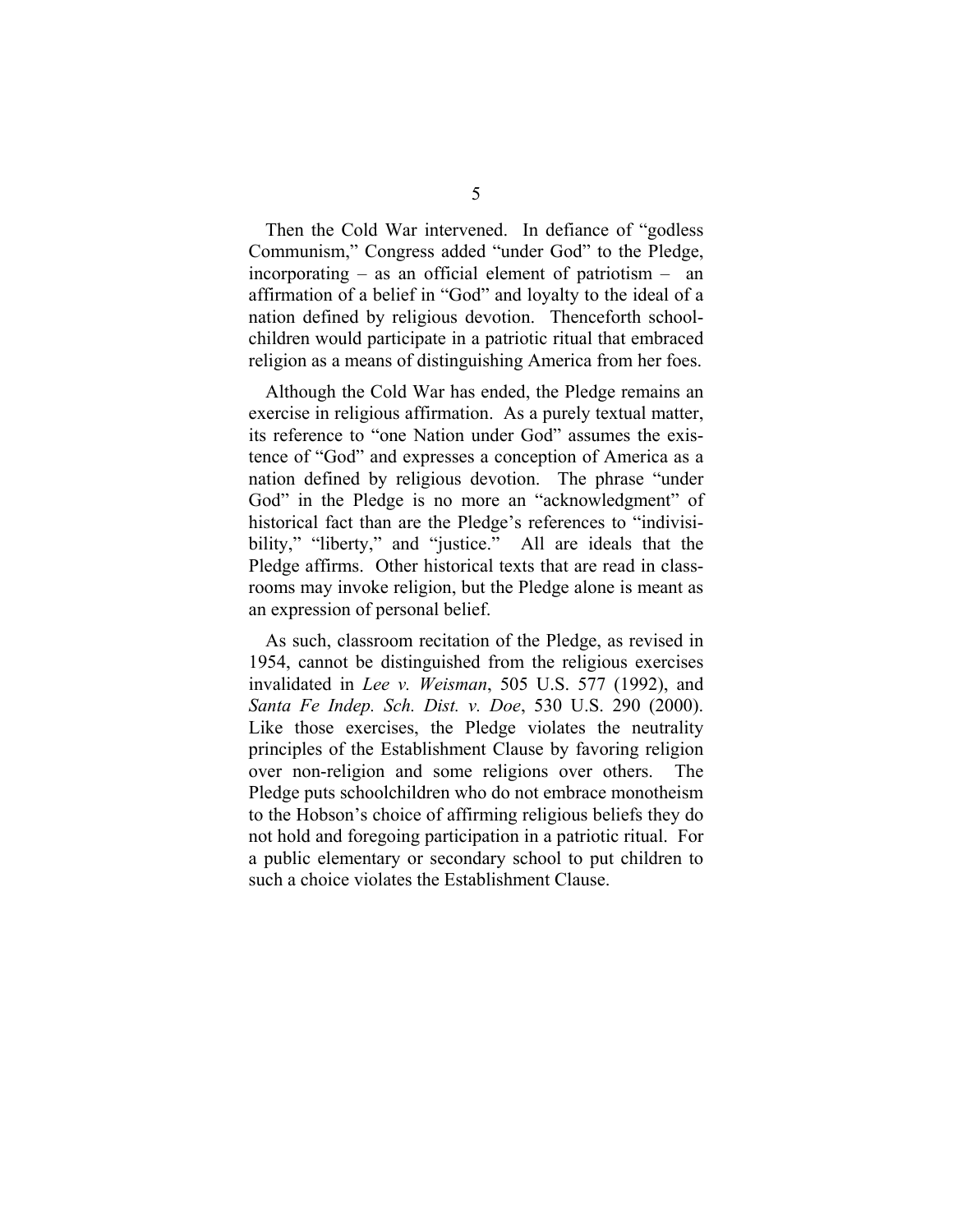Then the Cold War intervened. In defiance of "godless Communism," Congress added "under God" to the Pledge, incorporating – as an official element of patriotism – an affirmation of a belief in "God" and loyalty to the ideal of a nation defined by religious devotion. Thenceforth schoolchildren would participate in a patriotic ritual that embraced religion as a means of distinguishing America from her foes.

Although the Cold War has ended, the Pledge remains an exercise in religious affirmation. As a purely textual matter, its reference to "one Nation under God" assumes the existence of "God" and expresses a conception of America as a nation defined by religious devotion. The phrase "under God" in the Pledge is no more an "acknowledgment" of historical fact than are the Pledge's references to "indivisibility," "liberty," and "justice." All are ideals that the Pledge affirms. Other historical texts that are read in classrooms may invoke religion, but the Pledge alone is meant as an expression of personal belief.

As such, classroom recitation of the Pledge, as revised in 1954, cannot be distinguished from the religious exercises invalidated in *Lee v. Weisman*, 505 U.S. 577 (1992), and *Santa Fe Indep. Sch. Dist. v. Doe*, 530 U.S. 290 (2000). Like those exercises, the Pledge violates the neutrality principles of the Establishment Clause by favoring religion over non-religion and some religions over others. The Pledge puts schoolchildren who do not embrace monotheism to the Hobson's choice of affirming religious beliefs they do not hold and foregoing participation in a patriotic ritual. For a public elementary or secondary school to put children to such a choice violates the Establishment Clause.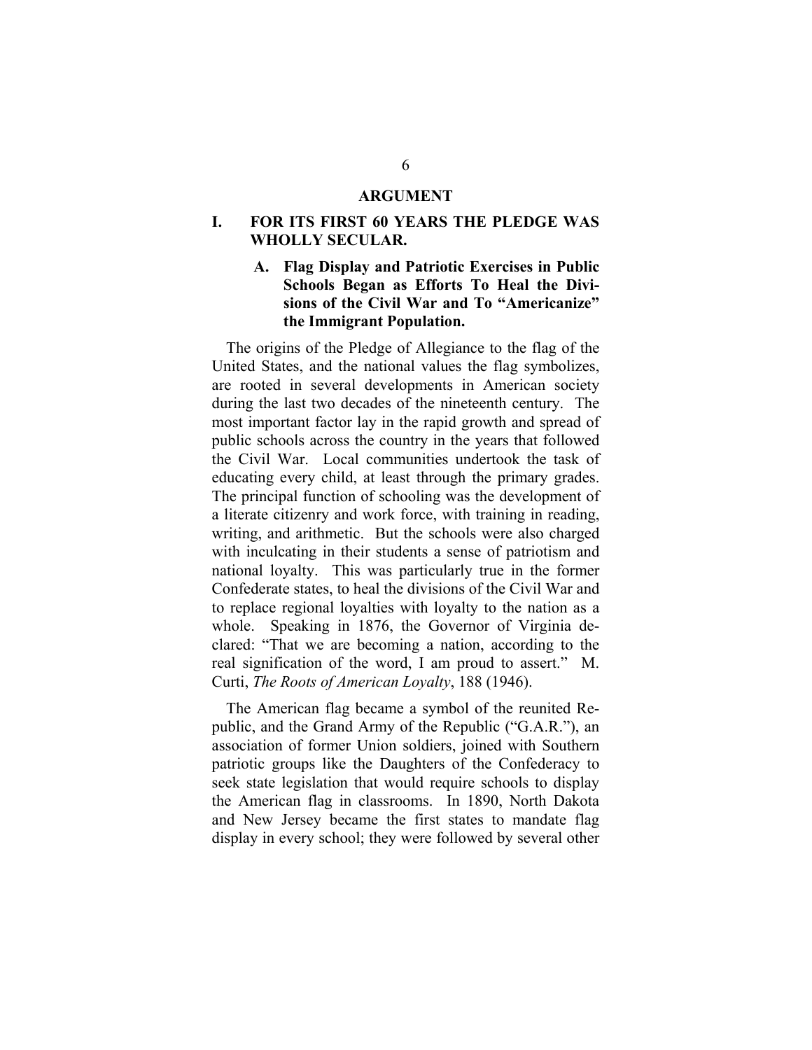# ARGUMENT

## I. FOR ITS FIRST 60 YEARS THE PLEDGE WAS WHOLLY SECULAR.

### A. Flag Display and Patriotic Exercises in Public Schools Began as Efforts To Heal the Divisions of the Civil War and To "Americanize" the Immigrant Population.

The origins of the Pledge of Allegiance to the flag of the United States, and the national values the flag symbolizes, are rooted in several developments in American society during the last two decades of the nineteenth century. The most important factor lay in the rapid growth and spread of public schools across the country in the years that followed the Civil War. Local communities undertook the task of educating every child, at least through the primary grades. The principal function of schooling was the development of a literate citizenry and work force, with training in reading, writing, and arithmetic. But the schools were also charged with inculcating in their students a sense of patriotism and national loyalty. This was particularly true in the former Confederate states, to heal the divisions of the Civil War and to replace regional loyalties with loyalty to the nation as a whole. Speaking in 1876, the Governor of Virginia declared: "That we are becoming a nation, according to the real signification of the word, I am proud to assert." M. Curti, *The Roots of American Loyalty*, 188 (1946).

The American flag became a symbol of the reunited Republic, and the Grand Army of the Republic ("G.A.R."), an association of former Union soldiers, joined with Southern patriotic groups like the Daughters of the Confederacy to seek state legislation that would require schools to display the American flag in classrooms. In 1890, North Dakota and New Jersey became the first states to mandate flag display in every school; they were followed by several other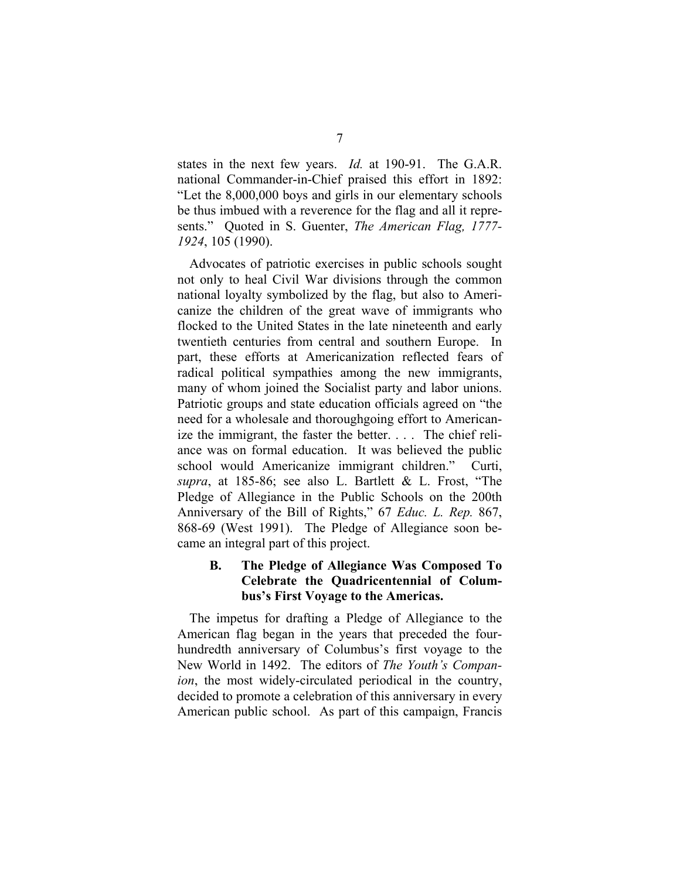states in the next few years. *Id.* at 190-91. The G.A.R. national Commander-in-Chief praised this effort in 1892: "Let the 8,000,000 boys and girls in our elementary schools be thus imbued with a reverence for the flag and all it represents." Quoted in S. Guenter, *The American Flag, 1777-1924*, 105 (1990).

Advocates of patriotic exercises in public schools sought not only to heal Civil War divisions through the common national loyalty symbolized by the flag, but also to Americanize the children of the great wave of immigrants who flocked to the United States in the late nineteenth and early twentieth centuries from central and southern Europe. In part, these efforts at Americanization reflected fears of radical political sympathies among the new immigrants, many of whom joined the Socialist party and labor unions. Patriotic groups and state education officials agreed on "the need for a wholesale and thoroughgoing effort to Americanize the immigrant, the faster the better. . . . The chief reliance was on formal education. It was believed the public school would Americanize immigrant children." Curti, *supra*, at 185-86; see also L. Bartlett & L. Frost, "The Pledge of Allegiance in the Public Schools on the 200th Anniversary of the Bill of Rights," 67 *Educ. L. Rep.* 867, 868-69 (West 1991). The Pledge of Allegiance soon became an integral part of this project.

### B. The Pledge of Allegiance Was Composed To Celebrate the Quadricentennial of Columbus's First Voyage to the Americas.

The impetus for drafting a Pledge of Allegiance to the American flag began in the years that preceded the four-hundredth anniversary of Columbus's first voyage to the New World in 1492. The editors of *The Youth's Companion*, the most widely-circulated periodical in the country, decided to promote a celebration of this anniversary in every American public school. As part of this campaign, Francis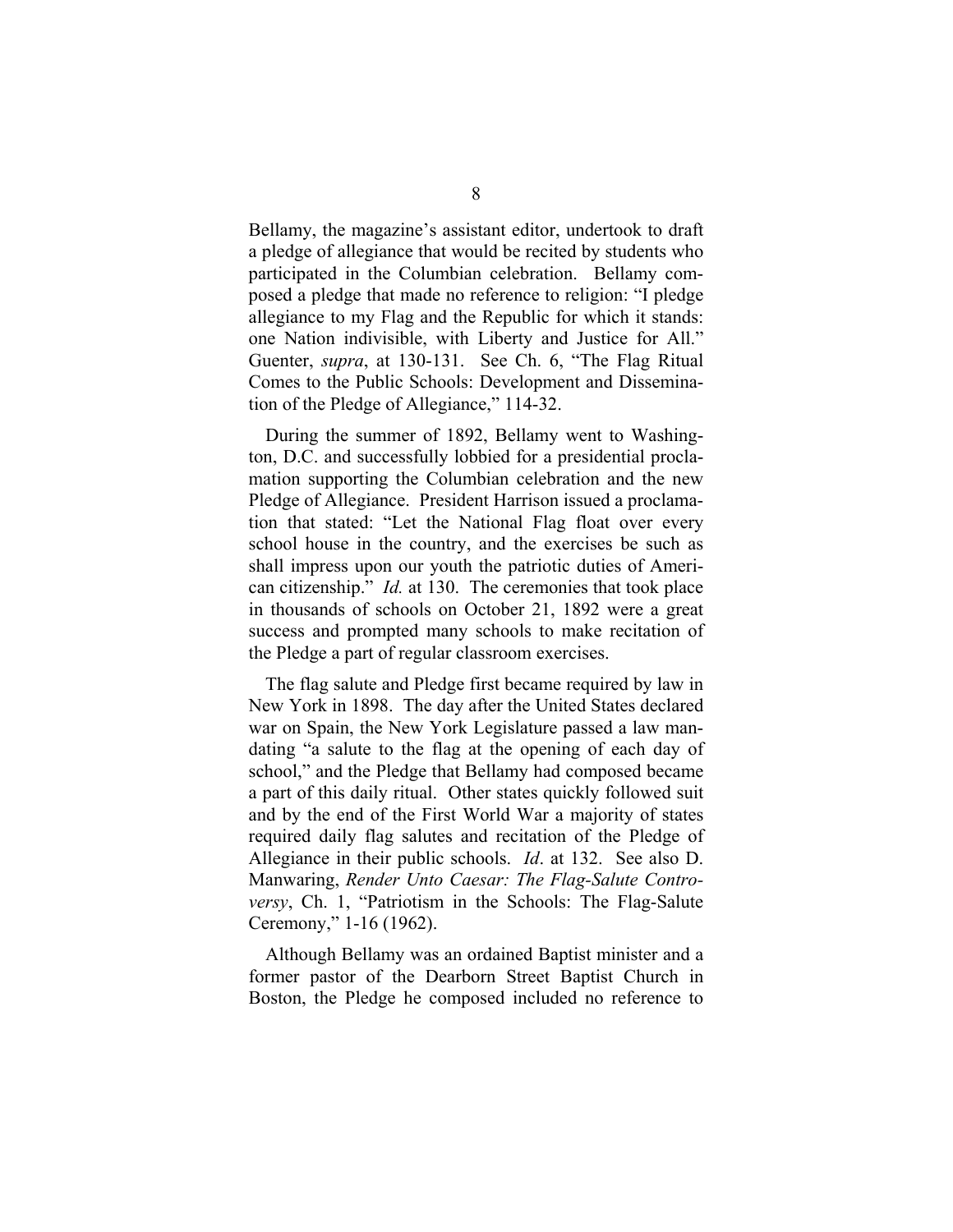Bellamy, the magazine's assistant editor, undertook to draft a pledge of allegiance that would be recited by students who participated in the Columbian celebration. Bellamy composed a pledge that made no reference to religion: "I pledge allegiance to my Flag and the Republic for which it stands: one Nation indivisible, with Liberty and Justice for All." Guenter, *supra*, at 130-131. See Ch. 6, "The Flag Ritual Comes to the Public Schools: Development and Dissemination of the Pledge of Allegiance," 114-32.

During the summer of 1892, Bellamy went to Washington, D.C. and successfully lobbied for a presidential proclamation supporting the Columbian celebration and the new Pledge of Allegiance. President Harrison issued a proclamation that stated: "Let the National Flag float over every school house in the country, and the exercises be such as shall impress upon our youth the patriotic duties of American citizenship." *Id.* at 130. The ceremonies that took place in thousands of schools on October 21, 1892 were a great success and prompted many schools to make recitation of the Pledge a part of regular classroom exercises.

The flag salute and Pledge first became required by law in New York in 1898. The day after the United States declared war on Spain, the New York Legislature passed a law mandating "a salute to the flag at the opening of each day of school," and the Pledge that Bellamy had composed became a part of this daily ritual. Other states quickly followed suit and by the end of the First World War a majority of states required daily flag salutes and recitation of the Pledge of Allegiance in their public schools. *Id*. at 132. See also D. Manwaring, *Render Unto Caesar: The Flag-Salute Controversy*, Ch. 1, "Patriotism in the Schools: The Flag-Salute Ceremony," 1-16 (1962).

Although Bellamy was an ordained Baptist minister and a former pastor of the Dearborn Street Baptist Church in Boston, the Pledge he composed included no reference to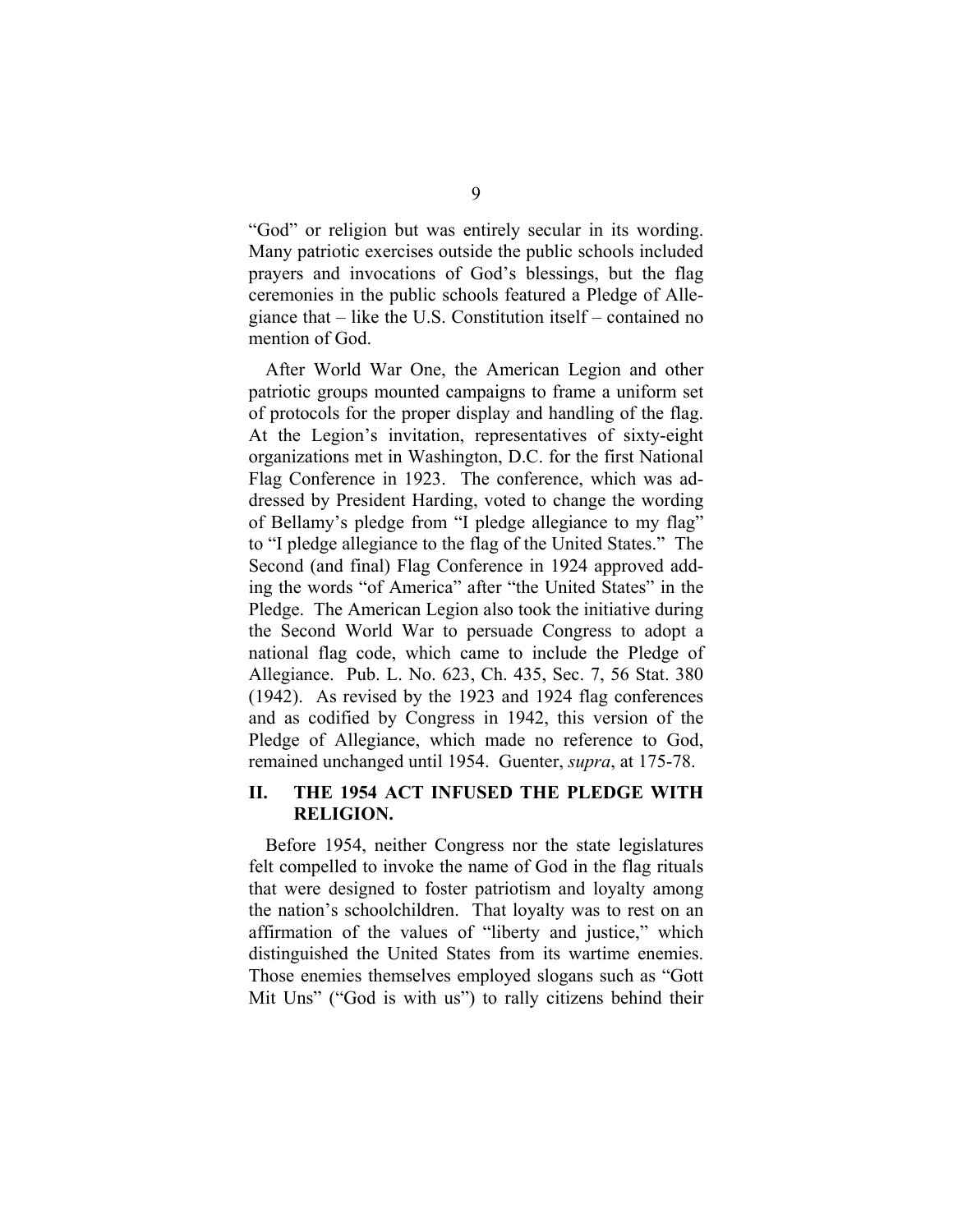"God" or religion but was entirely secular in its wording. Many patriotic exercises outside the public schools included prayers and invocations of God's blessings, but the flag ceremonies in the public schools featured a Pledge of Allegiance that – like the U.S. Constitution itself – contained no mention of God.

After World War One, the American Legion and other patriotic groups mounted campaigns to frame a uniform set of protocols for the proper display and handling of the flag. At the Legion's invitation, representatives of sixty-eight organizations met in Washington, D.C. for the first National Flag Conference in 1923. The conference, which was addressed by President Harding, voted to change the wording of Bellamy's pledge from "I pledge allegiance to my flag" to "I pledge allegiance to the flag of the United States." The Second (and final) Flag Conference in 1924 approved adding the words "of America" after "the United States" in the Pledge. The American Legion also took the initiative during the Second World War to persuade Congress to adopt a national flag code, which came to include the Pledge of Allegiance. Pub. L. No. 623, Ch. 435, Sec. 7, 56 Stat. 380 (1942). As revised by the 1923 and 1924 flag conferences and as codified by Congress in 1942, this version of the Pledge of Allegiance, which made no reference to God, remained unchanged until 1954. Guenter, *supra*, at 175-78.

## II. THE 1954 ACT INFUSED THE PLEDGE WITH RELIGION.

Before 1954, neither Congress nor the state legislatures felt compelled to invoke the name of God in the flag rituals that were designed to foster patriotism and loyalty among the nation's schoolchildren. That loyalty was to rest on an affirmation of the values of "liberty and justice," which distinguished the United States from its wartime enemies. Those enemies themselves employed slogans such as "Gott Mit Uns" ("God is with us") to rally citizens behind their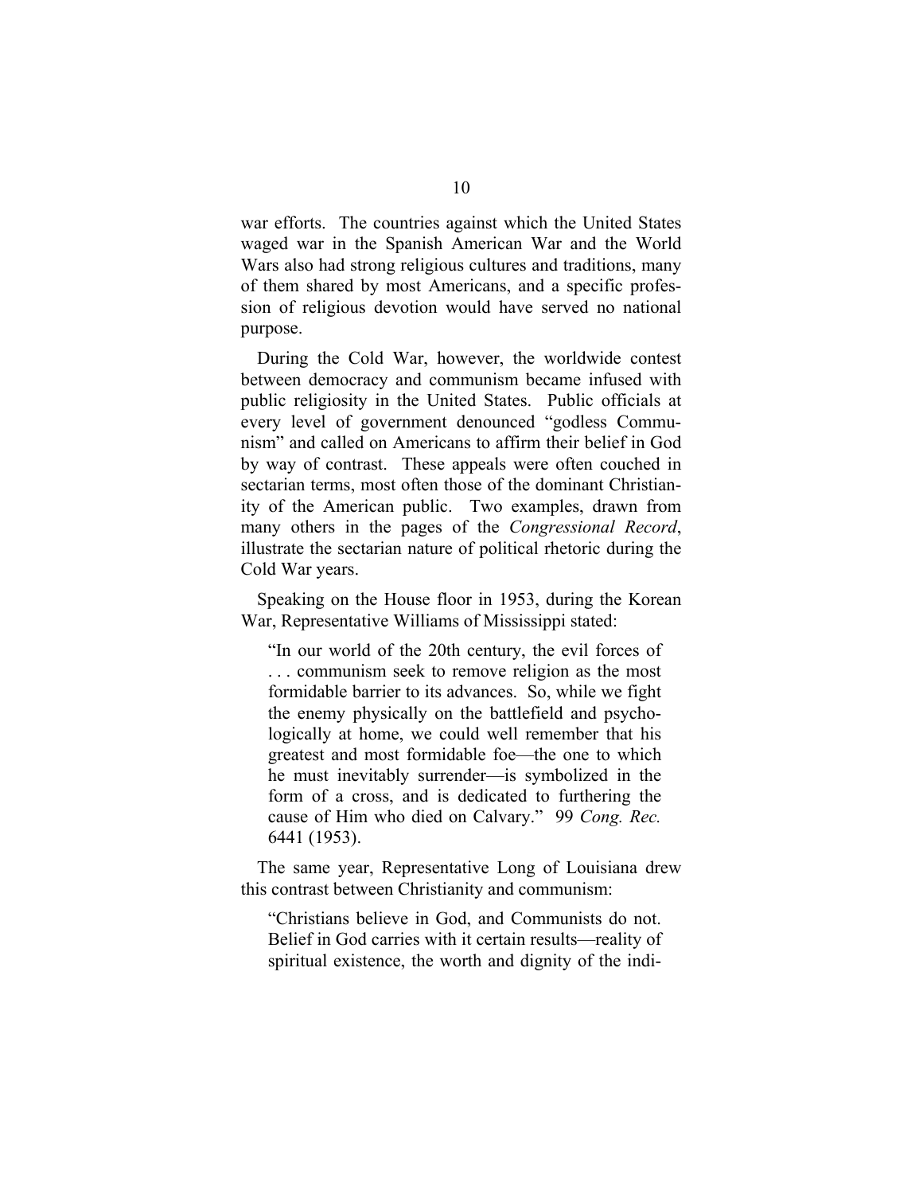war efforts. The countries against which the United States waged war in the Spanish American War and the World Wars also had strong religious cultures and traditions, many of them shared by most Americans, and a specific profession of religious devotion would have served no national purpose.

During the Cold War, however, the worldwide contest between democracy and communism became infused with public religiosity in the United States. Public officials at every level of government denounced "godless Communism" and called on Americans to affirm their belief in God by way of contrast. These appeals were often couched in sectarian terms, most often those of the dominant Christianity of the American public. Two examples, drawn from many others in the pages of the *Congressional Record*, illustrate the sectarian nature of political rhetoric during the Cold War years.

Speaking on the House floor in 1953, during the Korean War, Representative Williams of Mississippi stated:

> "In our world of the 20th century, the evil forces of . . . communism seek to remove religion as the most formidable barrier to its advances. So, while we fight the enemy physically on the battlefield and psychologically at home, we could well remember that his greatest and most formidable foe—the one to which he must inevitably surrender—is symbolized in the form of a cross, and is dedicated to furthering the cause of Him who died on Calvary." 99 *Cong. Rec.* 6441 (1953).

The same year, Representative Long of Louisiana drew this contrast between Christianity and communism:

> "Christians believe in God, and Communists do not. Belief in God carries with it certain results—reality of spiritual existence, the worth and dignity of the indi-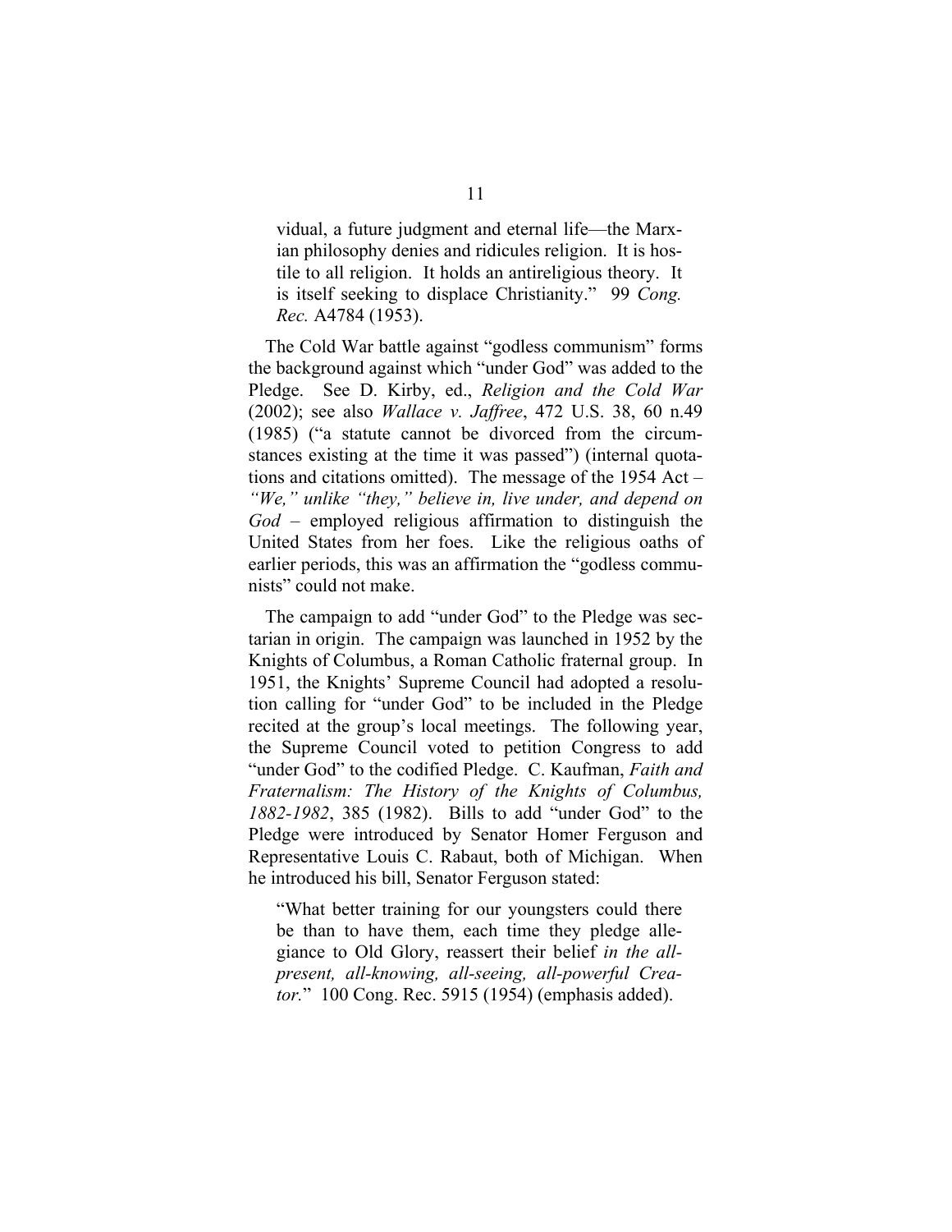vidual, a future judgment and eternal life—the Marxian philosophy denies and ridicules religion. It is hostile to all religion. It holds an antireligious theory. It is itself seeking to displace Christianity." 99 *Cong. Rec.* A4784 (1953).

The Cold War battle against "godless communism" forms the background against which "under God" was added to the Pledge. See D. Kirby, ed., *Religion and the Cold War* (2002); see also *Wallace v. Jaffree*, 472 U.S. 38, 60 n.49 (1985) ("a statute cannot be divorced from the circumstances existing at the time it was passed") (internal quotations and citations omitted). The message of the 1954 Act – *"We," unlike "they," believe in, live under, and depend on God* – employed religious affirmation to distinguish the United States from her foes. Like the religious oaths of earlier periods, this was an affirmation the "godless communists" could not make.

The campaign to add "under God" to the Pledge was sectarian in origin. The campaign was launched in 1952 by the Knights of Columbus, a Roman Catholic fraternal group. In 1951, the Knights' Supreme Council had adopted a resolution calling for "under God" to be included in the Pledge recited at the group's local meetings. The following year, the Supreme Council voted to petition Congress to add "under God" to the codified Pledge. C. Kaufman, *Faith and Fraternalism: The History of the Knights of Columbus, 1882-1982*, 385 (1982). Bills to add "under God" to the Pledge were introduced by Senator Homer Ferguson and Representative Louis C. Rabaut, both of Michigan. When he introduced his bill, Senator Ferguson stated:

> "What better training for our youngsters could there be than to have them, each time they pledge allegiance to Old Glory, reassert their belief *in the all-present, all-knowing, all-seeing, all-powerful Creator.*" 100 Cong. Rec. 5915 (1954) (emphasis added).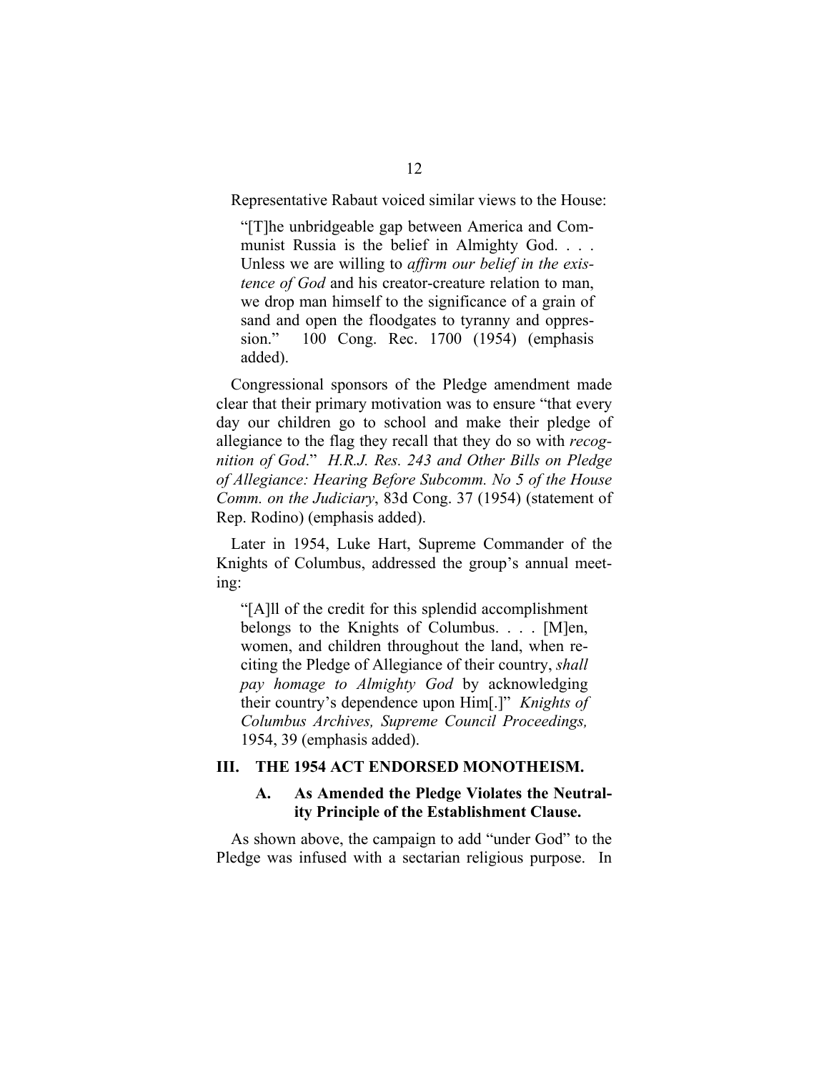Representative Rabaut voiced similar views to the House:

> "[T]he unbridgeable gap between America and Communist Russia is the belief in Almighty God. . . . Unless we are willing to *affirm our belief in the existence of God* and his creator-creature relation to man, we drop man himself to the significance of a grain of sand and open the floodgates to tyranny and oppression." 100 Cong. Rec. 1700 (1954) (emphasis added).

Congressional sponsors of the Pledge amendment made clear that their primary motivation was to ensure "that every day our children go to school and make their pledge of allegiance to the flag they recall that they do so with *recognition of God*." *H.R.J. Res. 243 and Other Bills on Pledge of Allegiance: Hearing Before Subcomm. No 5 of the House Comm. on the Judiciary*, 83d Cong. 37 (1954) (statement of Rep. Rodino) (emphasis added).

Later in 1954, Luke Hart, Supreme Commander of the Knights of Columbus, addressed the group's annual meeting:

> "[A]ll of the credit for this splendid accomplishment belongs to the Knights of Columbus. . . . [M]en, women, and children throughout the land, when reciting the Pledge of Allegiance of their country, *shall pay homage to Almighty God* by acknowledging their country's dependence upon Him[.]" *Knights of Columbus Archives, Supreme Council Proceedings,* 1954, 39 (emphasis added).

## III. THE 1954 ACT ENDORSED MONOTHEISM.

### A. As Amended the Pledge Violates the Neutrality Principle of the Establishment Clause.

As shown above, the campaign to add "under God" to the Pledge was infused with a sectarian religious purpose. In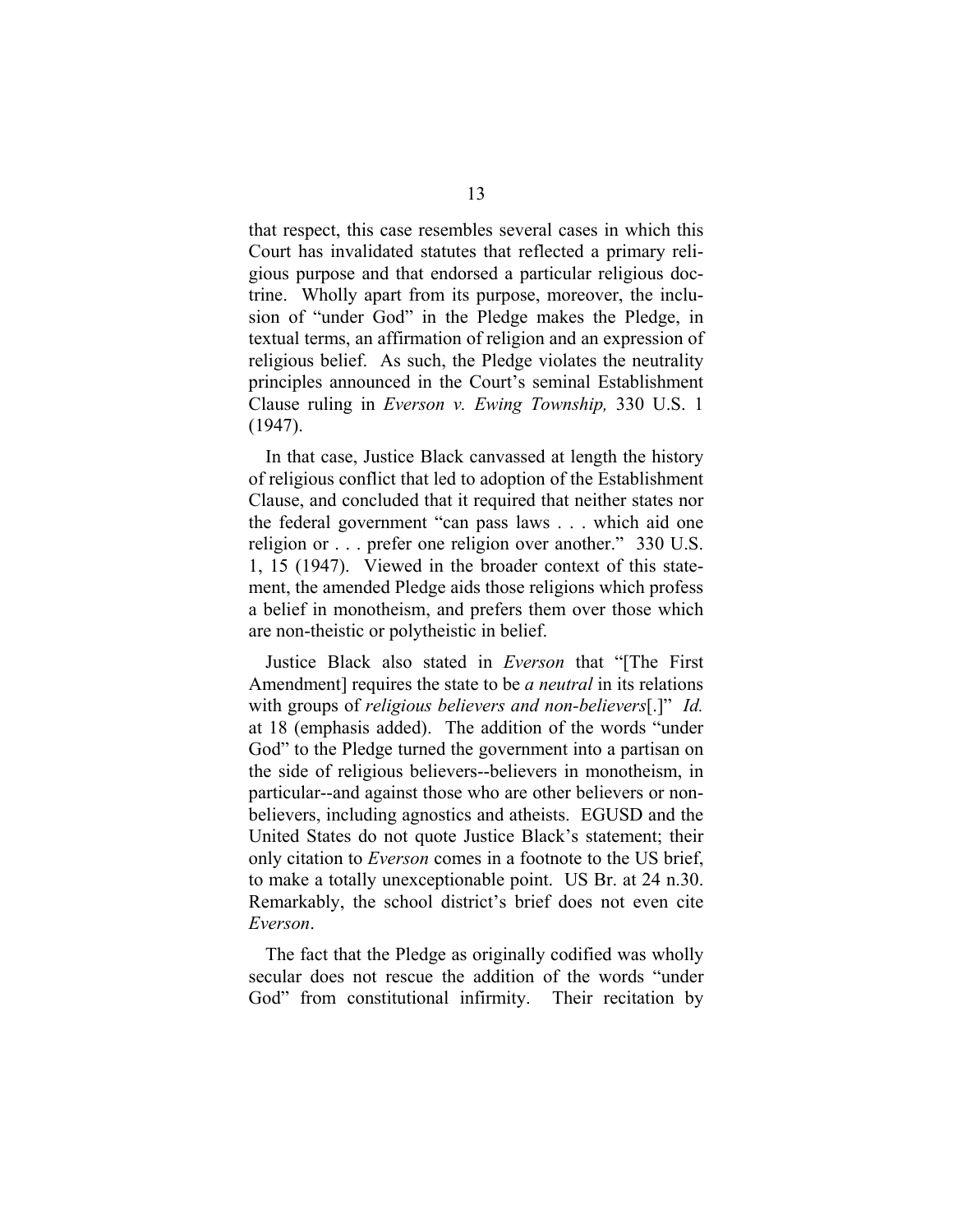that respect, this case resembles several cases in which this Court has invalidated statutes that reflected a primary religious purpose and that endorsed a particular religious doctrine. Wholly apart from its purpose, moreover, the inclusion of "under God" in the Pledge makes the Pledge, in textual terms, an affirmation of religion and an expression of religious belief. As such, the Pledge violates the neutrality principles announced in the Court's seminal Establishment Clause ruling in *Everson v. Ewing Township,* 330 U.S. 1 (1947).

In that case, Justice Black canvassed at length the history of religious conflict that led to adoption of the Establishment Clause, and concluded that it required that neither states nor the federal government "can pass laws . . . which aid one religion or . . . prefer one religion over another." 330 U.S. 1, 15 (1947). Viewed in the broader context of this statement, the amended Pledge aids those religions which profess a belief in monotheism, and prefers them over those which are non-theistic or polytheistic in belief.

Justice Black also stated in *Everson* that "[The First Amendment] requires the state to be *a neutral* in its relations with groups of *religious believers and non-believers*[.]" *Id.* at 18 (emphasis added). The addition of the words "under God" to the Pledge turned the government into a partisan on the side of religious believers--believers in monotheism, in particular--and against those who are other believers or non-believers, including agnostics and atheists. EGUSD and the United States do not quote Justice Black's statement; their only citation to *Everson* comes in a footnote to the US brief, to make a totally unexceptionable point. US Br. at 24 n.30. Remarkably, the school district's brief does not even cite *Everson*.

The fact that the Pledge as originally codified was wholly secular does not rescue the addition of the words "under God" from constitutional infirmity. Their recitation by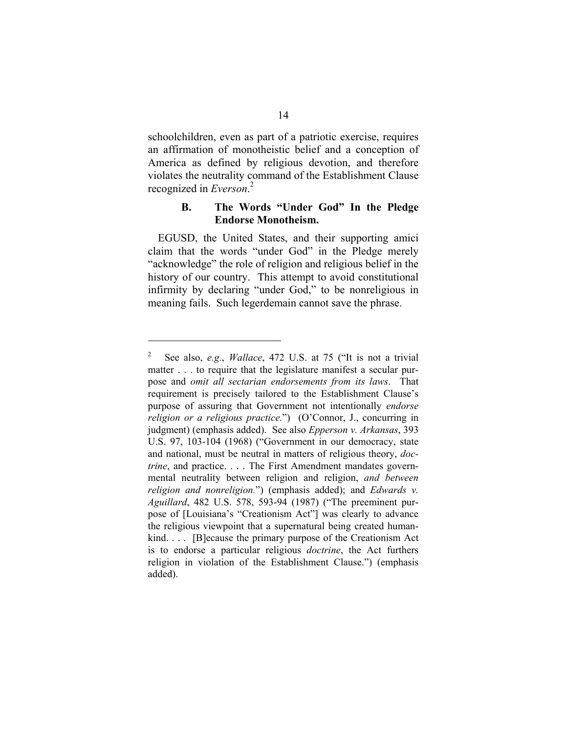schoolchildren, even as part of a patriotic exercise, requires an affirmation of monotheistic belief and a conception of America as defined by religious devotion, and therefore violates the neutrality command of the Establishment Clause recognized in *Everson*.[2]

### B. The Words "Under God" In the Pledge Endorse Monotheism.

EGUSD, the United States, and their supporting amici claim that the words "under God" in the Pledge merely "acknowledge" the role of religion and religious belief in the history of our country. This attempt to avoid constitutional infirmity by declaring "under God," to be nonreligious in meaning fails. Such legerdemain cannot save the phrase.

---

[2] See also, *e.g.*, *Wallace*, 472 U.S. at 75 ("It is not a trivial matter . . . to require that the legislature manifest a secular purpose and *omit all sectarian endorsements from its laws*. That requirement is precisely tailored to the Establishment Clause's purpose of assuring that Government not intentionally *endorse religion or a religious practice.*") (O'Connor, J., concurring in judgment) (emphasis added). See also *Epperson v. Arkansas*, 393 U.S. 97, 103-104 (1968) ("Government in our democracy, state and national, must be neutral in matters of religious theory, *doctrine*, and practice. . . . The First Amendment mandates governmental neutrality between religion and religion, *and between religion and nonreligion.*") (emphasis added); and *Edwards v. Aguillard*, 482 U.S. 578, 593-94 (1987) ("The preeminent purpose of [Louisiana's "Creationism Act"] was clearly to advance the religious viewpoint that a supernatural being created humankind. . . . [B]ecause the primary purpose of the Creationism Act is to endorse a particular religious *doctrine*, the Act furthers religion in violation of the Establishment Clause.") (emphasis added).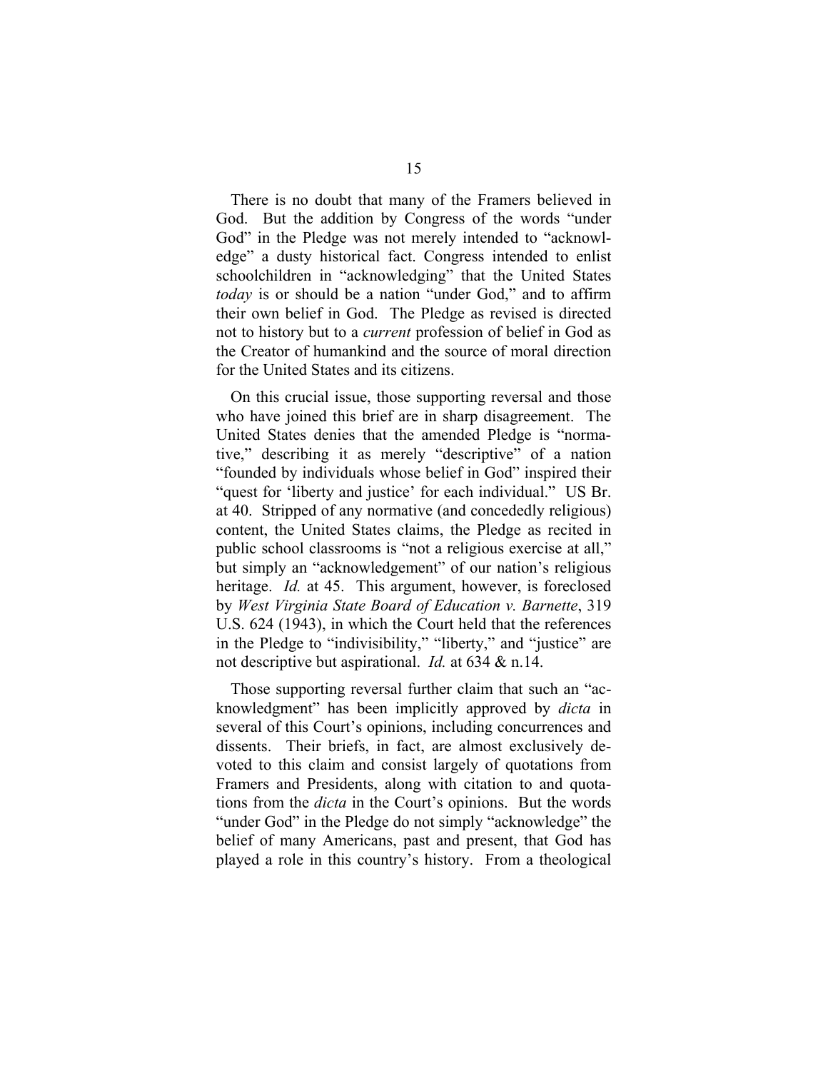There is no doubt that many of the Framers believed in God. But the addition by Congress of the words "under God" in the Pledge was not merely intended to "acknowledge" a dusty historical fact. Congress intended to enlist schoolchildren in "acknowledging" that the United States *today* is or should be a nation "under God," and to affirm their own belief in God. The Pledge as revised is directed not to history but to a *current* profession of belief in God as the Creator of humankind and the source of moral direction for the United States and its citizens.

On this crucial issue, those supporting reversal and those who have joined this brief are in sharp disagreement. The United States denies that the amended Pledge is "normative," describing it as merely "descriptive" of a nation "founded by individuals whose belief in God" inspired their "quest for 'liberty and justice' for each individual." US Br. at 40. Stripped of any normative (and concededly religious) content, the United States claims, the Pledge as recited in public school classrooms is "not a religious exercise at all," but simply an "acknowledgement" of our nation's religious heritage. *Id.* at 45. This argument, however, is foreclosed by *West Virginia State Board of Education v. Barnette*, 319 U.S. 624 (1943), in which the Court held that the references in the Pledge to "indivisibility," "liberty," and "justice" are not descriptive but aspirational. *Id.* at 634 & n.14.

Those supporting reversal further claim that such an "acknowledgment" has been implicitly approved by *dicta* in several of this Court's opinions, including concurrences and dissents. Their briefs, in fact, are almost exclusively devoted to this claim and consist largely of quotations from Framers and Presidents, along with citation to and quotations from the *dicta* in the Court's opinions. But the words "under God" in the Pledge do not simply "acknowledge" the belief of many Americans, past and present, that God has played a role in this country's history. From a theological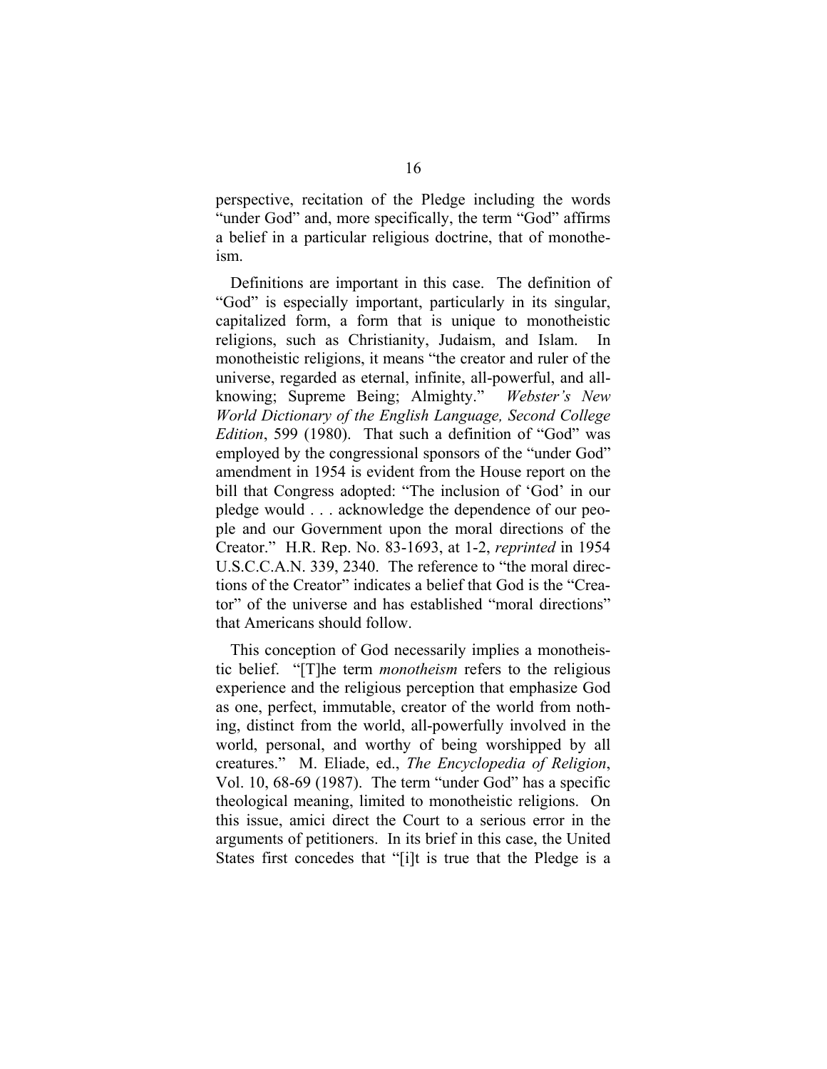perspective, recitation of the Pledge including the words "under God" and, more specifically, the term "God" affirms a belief in a particular religious doctrine, that of monotheism.

Definitions are important in this case. The definition of "God" is especially important, particularly in its singular, capitalized form, a form that is unique to monotheistic religions, such as Christianity, Judaism, and Islam. In monotheistic religions, it means "the creator and ruler of the universe, regarded as eternal, infinite, all-powerful, and all-knowing; Supreme Being; Almighty." *Webster's New World Dictionary of the English Language, Second College Edition*, 599 (1980). That such a definition of "God" was employed by the congressional sponsors of the "under God" amendment in 1954 is evident from the House report on the bill that Congress adopted: "The inclusion of 'God' in our pledge would . . . acknowledge the dependence of our people and our Government upon the moral directions of the Creator." H.R. Rep. No. 83-1693, at 1-2, *reprinted* in 1954 U.S.C.C.A.N. 339, 2340. The reference to "the moral directions of the Creator" indicates a belief that God is the "Creator" of the universe and has established "moral directions" that Americans should follow.

This conception of God necessarily implies a monotheistic belief. "[T]he term *monotheism* refers to the religious experience and the religious perception that emphasize God as one, perfect, immutable, creator of the world from nothing, distinct from the world, all-powerfully involved in the world, personal, and worthy of being worshipped by all creatures." M. Eliade, ed., *The Encyclopedia of Religion*, Vol. 10, 68-69 (1987). The term "under God" has a specific theological meaning, limited to monotheistic religions. On this issue, amici direct the Court to a serious error in the arguments of petitioners. In its brief in this case, the United States first concedes that "[i]t is true that the Pledge is a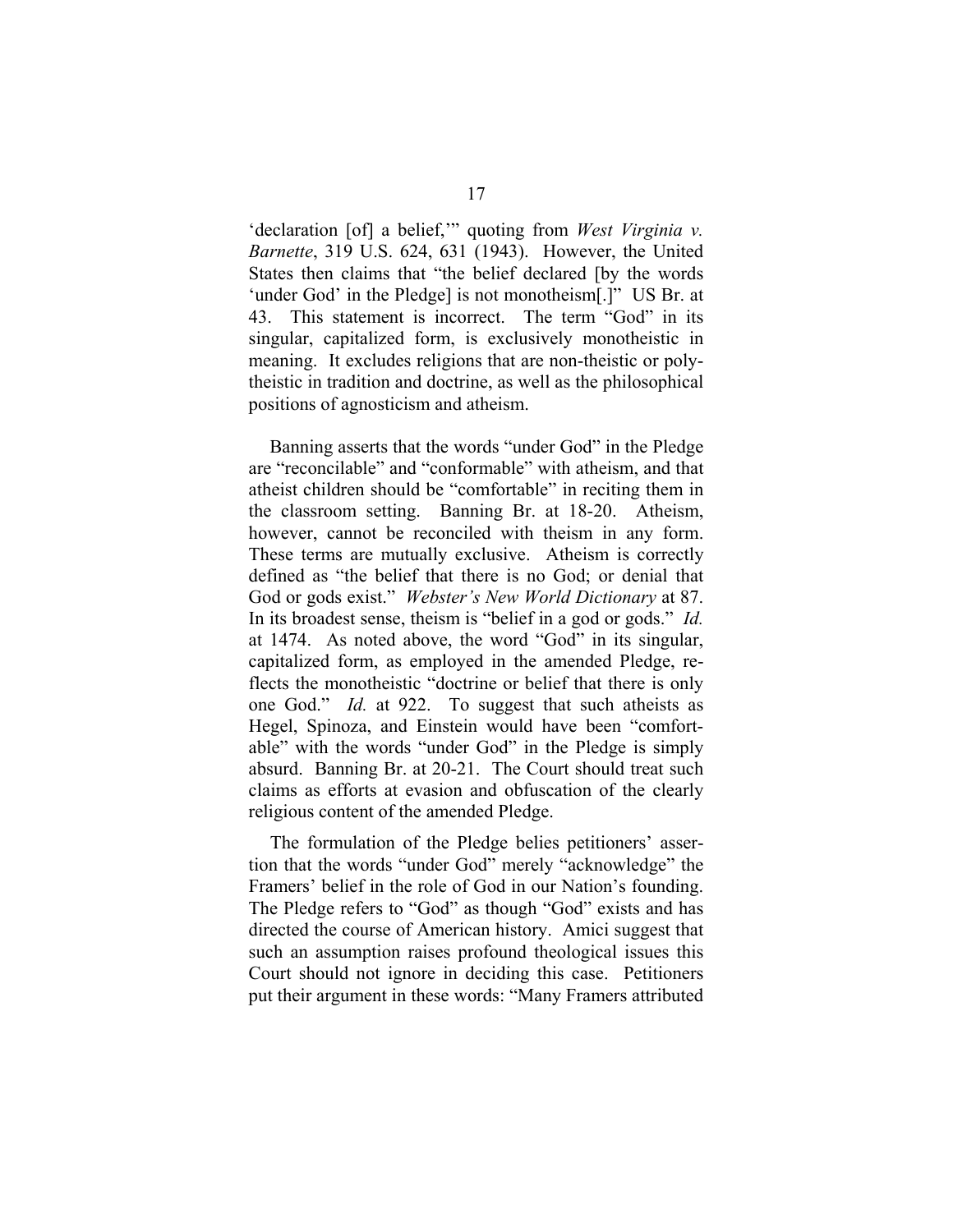'declaration [of] a belief,'" quoting from *West Virginia v. Barnette*, 319 U.S. 624, 631 (1943). However, the United States then claims that "the belief declared [by the words 'under God' in the Pledge] is not monotheism[.]" US Br. at 43. This statement is incorrect. The term "God" in its singular, capitalized form, is exclusively monotheistic in meaning. It excludes religions that are non-theistic or polytheistic in tradition and doctrine, as well as the philosophical positions of agnosticism and atheism.

Banning asserts that the words "under God" in the Pledge are "reconcilable" and "conformable" with atheism, and that atheist children should be "comfortable" in reciting them in the classroom setting. Banning Br. at 18-20. Atheism, however, cannot be reconciled with theism in any form. These terms are mutually exclusive. Atheism is correctly defined as "the belief that there is no God; or denial that God or gods exist." *Webster's New World Dictionary* at 87. In its broadest sense, theism is "belief in a god or gods." *Id.* at 1474. As noted above, the word "God" in its singular, capitalized form, as employed in the amended Pledge, reflects the monotheistic "doctrine or belief that there is only one God." *Id.* at 922. To suggest that such atheists as Hegel, Spinoza, and Einstein would have been "comfortable" with the words "under God" in the Pledge is simply absurd. Banning Br. at 20-21. The Court should treat such claims as efforts at evasion and obfuscation of the clearly religious content of the amended Pledge.

The formulation of the Pledge belies petitioners' assertion that the words "under God" merely "acknowledge" the Framers' belief in the role of God in our Nation's founding. The Pledge refers to "God" as though "God" exists and has directed the course of American history. Amici suggest that such an assumption raises profound theological issues this Court should not ignore in deciding this case. Petitioners put their argument in these words: "Many Framers attributed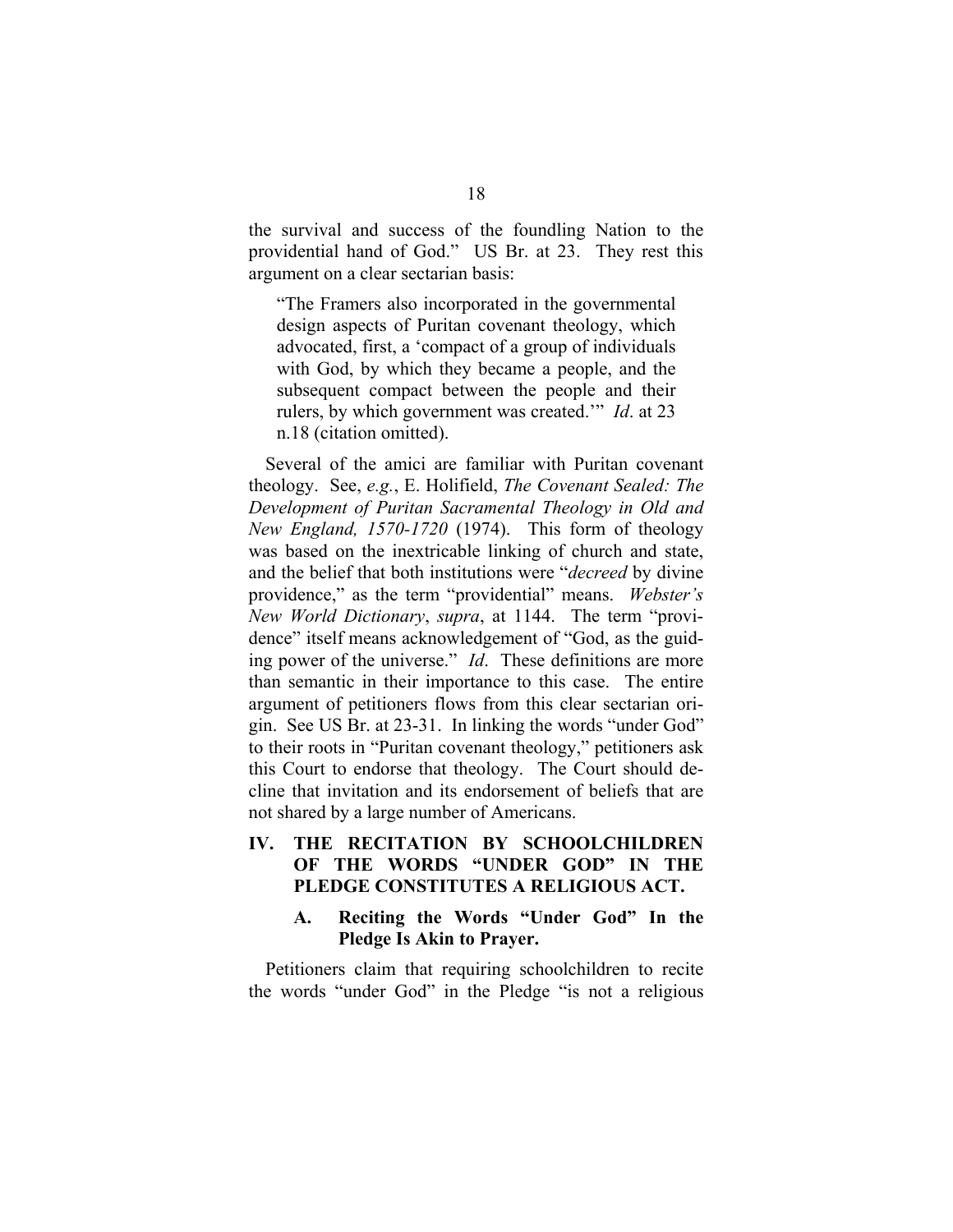the survival and success of the foundling Nation to the providential hand of God." US Br. at 23. They rest this argument on a clear sectarian basis:

> "The Framers also incorporated in the governmental design aspects of Puritan covenant theology, which advocated, first, a 'compact of a group of individuals with God, by which they became a people, and the subsequent compact between the people and their rulers, by which government was created.'" *Id*. at 23 n.18 (citation omitted).

Several of the amici are familiar with Puritan covenant theology. See, *e.g.*, E. Holifield, *The Covenant Sealed: The Development of Puritan Sacramental Theology in Old and New England, 1570-1720* (1974). This form of theology was based on the inextricable linking of church and state, and the belief that both institutions were "*decreed* by divine providence," as the term "providential" means. *Webster's New World Dictionary*, *supra*, at 1144. The term "providence" itself means acknowledgement of "God, as the guiding power of the universe." *Id*. These definitions are more than semantic in their importance to this case. The entire argument of petitioners flows from this clear sectarian origin. See US Br. at 23-31. In linking the words "under God" to their roots in "Puritan covenant theology," petitioners ask this Court to endorse that theology. The Court should decline that invitation and its endorsement of beliefs that are not shared by a large number of Americans.

## IV. THE RECITATION BY SCHOOLCHILDREN OF THE WORDS "UNDER GOD" IN THE PLEDGE CONSTITUTES A RELIGIOUS ACT.

### A. Reciting the Words "Under God" In the Pledge Is Akin to Prayer.

Petitioners claim that requiring schoolchildren to recite the words "under God" in the Pledge "is not a religious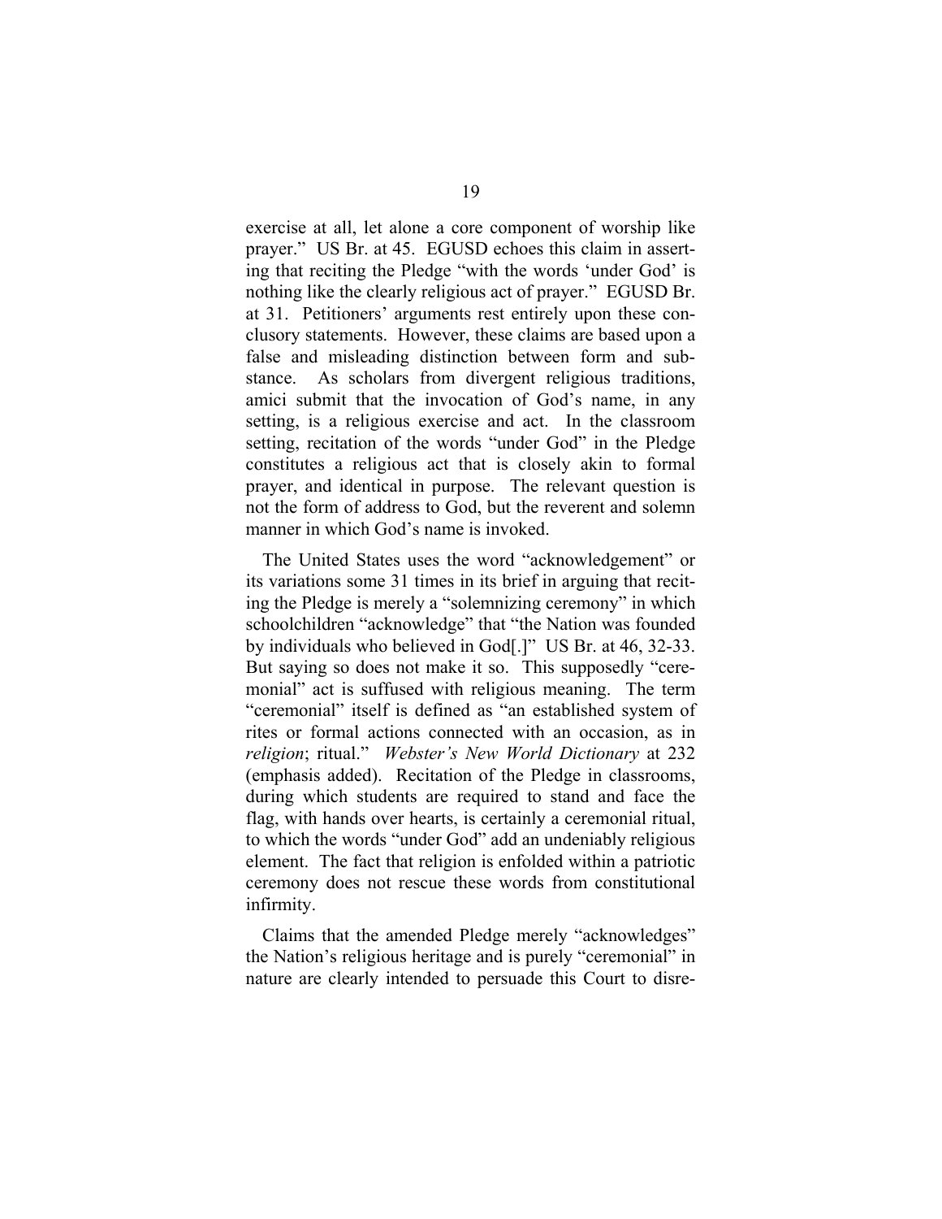exercise at all, let alone a core component of worship like prayer." US Br. at 45. EGUSD echoes this claim in asserting that reciting the Pledge "with the words 'under God' is nothing like the clearly religious act of prayer." EGUSD Br. at 31. Petitioners' arguments rest entirely upon these conclusory statements. However, these claims are based upon a false and misleading distinction between form and substance. As scholars from divergent religious traditions, amici submit that the invocation of God's name, in any setting, is a religious exercise and act. In the classroom setting, recitation of the words "under God" in the Pledge constitutes a religious act that is closely akin to formal prayer, and identical in purpose. The relevant question is not the form of address to God, but the reverent and solemn manner in which God's name is invoked.

The United States uses the word "acknowledgement" or its variations some 31 times in its brief in arguing that reciting the Pledge is merely a "solemnizing ceremony" in which schoolchildren "acknowledge" that "the Nation was founded by individuals who believed in God[.]" US Br. at 46, 32-33. But saying so does not make it so. This supposedly "ceremonial" act is suffused with religious meaning. The term "ceremonial" itself is defined as "an established system of rites or formal actions connected with an occasion, as in *religion*; ritual." *Webster's New World Dictionary* at 232 (emphasis added). Recitation of the Pledge in classrooms, during which students are required to stand and face the flag, with hands over hearts, is certainly a ceremonial ritual, to which the words "under God" add an undeniably religious element. The fact that religion is enfolded within a patriotic ceremony does not rescue these words from constitutional infirmity.

Claims that the amended Pledge merely "acknowledges" the Nation's religious heritage and is purely "ceremonial" in nature are clearly intended to persuade this Court to disre-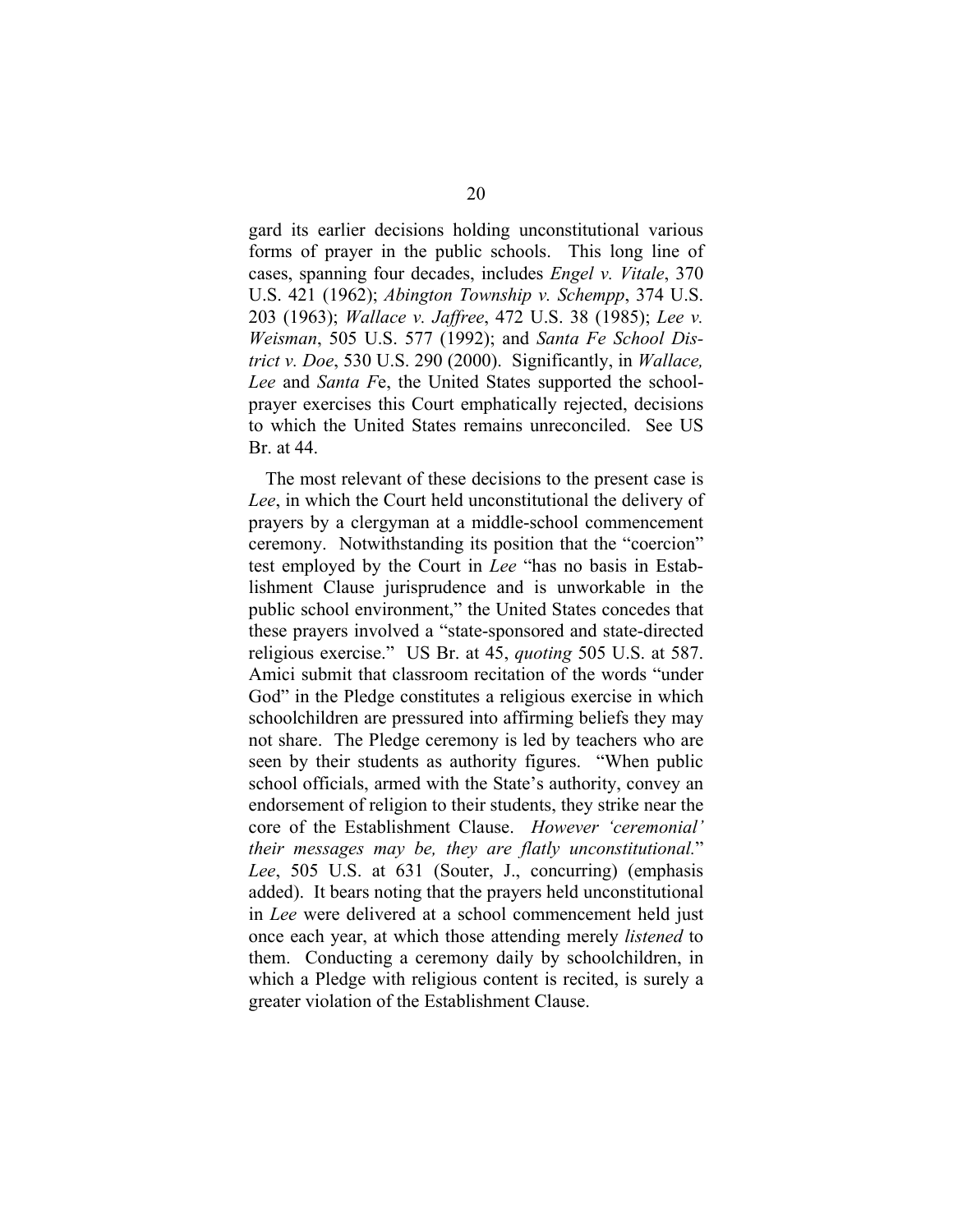gard its earlier decisions holding unconstitutional various forms of prayer in the public schools. This long line of cases, spanning four decades, includes *Engel v. Vitale*, 370 U.S. 421 (1962); *Abington Township v. Schempp*, 374 U.S. 203 (1963); *Wallace v. Jaffree*, 472 U.S. 38 (1985); *Lee v. Weisman*, 505 U.S. 577 (1992); and *Santa Fe School District v. Doe*, 530 U.S. 290 (2000). Significantly, in *Wallace, Lee* and *Santa Fe*, the United States supported the school-prayer exercises this Court emphatically rejected, decisions to which the United States remains unreconciled. See US Br. at 44.

The most relevant of these decisions to the present case is *Lee*, in which the Court held unconstitutional the delivery of prayers by a clergyman at a middle-school commencement ceremony. Notwithstanding its position that the "coercion" test employed by the Court in *Lee* "has no basis in Establishment Clause jurisprudence and is unworkable in the public school environment," the United States concedes that these prayers involved a "state-sponsored and state-directed religious exercise." US Br. at 45, *quoting* 505 U.S. at 587. Amici submit that classroom recitation of the words "under God" in the Pledge constitutes a religious exercise in which schoolchildren are pressured into affirming beliefs they may not share. The Pledge ceremony is led by teachers who are seen by their students as authority figures. "When public school officials, armed with the State's authority, convey an endorsement of religion to their students, they strike near the core of the Establishment Clause. *However 'ceremonial' their messages may be, they are flatly unconstitutional.*" *Lee*, 505 U.S. at 631 (Souter, J., concurring) (emphasis added). It bears noting that the prayers held unconstitutional in *Lee* were delivered at a school commencement held just once each year, at which those attending merely *listened* to them. Conducting a ceremony daily by schoolchildren, in which a Pledge with religious content is recited, is surely a greater violation of the Establishment Clause.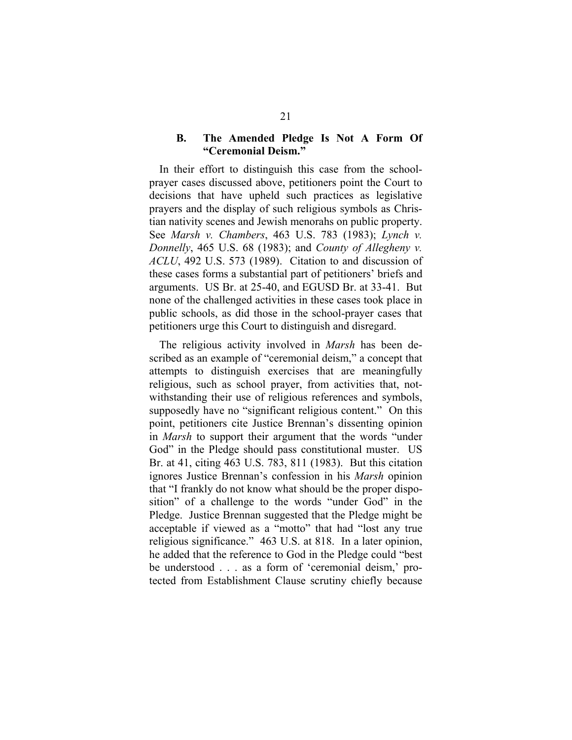### B. The Amended Pledge Is Not A Form Of "Ceremonial Deism."

In their effort to distinguish this case from the school-prayer cases discussed above, petitioners point the Court to decisions that have upheld such practices as legislative prayers and the display of such religious symbols as Christian nativity scenes and Jewish menorahs on public property. See *Marsh v. Chambers*, 463 U.S. 783 (1983); *Lynch v. Donnelly*, 465 U.S. 68 (1983); and *County of Allegheny v. ACLU*, 492 U.S. 573 (1989). Citation to and discussion of these cases forms a substantial part of petitioners' briefs and arguments. US Br. at 25-40, and EGUSD Br. at 33-41. But none of the challenged activities in these cases took place in public schools, as did those in the school-prayer cases that petitioners urge this Court to distinguish and disregard.

The religious activity involved in *Marsh* has been described as an example of "ceremonial deism," a concept that attempts to distinguish exercises that are meaningfully religious, such as school prayer, from activities that, notwithstanding their use of religious references and symbols, supposedly have no "significant religious content." On this point, petitioners cite Justice Brennan's dissenting opinion in *Marsh* to support their argument that the words "under God" in the Pledge should pass constitutional muster. US Br. at 41, citing 463 U.S. 783, 811 (1983). But this citation ignores Justice Brennan's confession in his *Marsh* opinion that "I frankly do not know what should be the proper disposition" of a challenge to the words "under God" in the Pledge. Justice Brennan suggested that the Pledge might be acceptable if viewed as a "motto" that had "lost any true religious significance." 463 U.S. at 818. In a later opinion, he added that the reference to God in the Pledge could "best be understood . . . as a form of 'ceremonial deism,' protected from Establishment Clause scrutiny chiefly because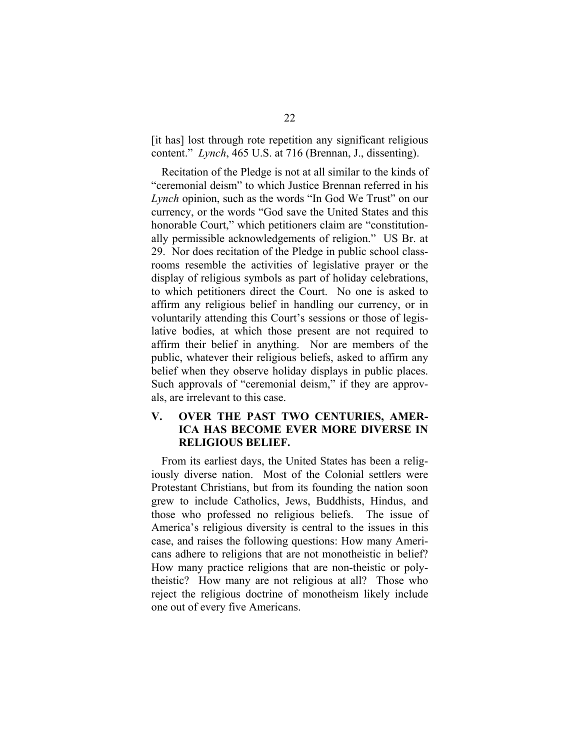[it has] lost through rote repetition any significant religious content." *Lynch*, 465 U.S. at 716 (Brennan, J., dissenting).

Recitation of the Pledge is not at all similar to the kinds of "ceremonial deism" to which Justice Brennan referred in his *Lynch* opinion, such as the words "In God We Trust" on our currency, or the words "God save the United States and this honorable Court," which petitioners claim are "constitutionally permissible acknowledgements of religion." US Br. at 29. Nor does recitation of the Pledge in public school classrooms resemble the activities of legislative prayer or the display of religious symbols as part of holiday celebrations, to which petitioners direct the Court. No one is asked to affirm any religious belief in handling our currency, or in voluntarily attending this Court's sessions or those of legislative bodies, at which those present are not required to affirm their belief in anything. Nor are members of the public, whatever their religious beliefs, asked to affirm any belief when they observe holiday displays in public places. Such approvals of "ceremonial deism," if they are approvals, are irrelevant to this case.

## V. OVER THE PAST TWO CENTURIES, AMERICA HAS BECOME EVER MORE DIVERSE IN RELIGIOUS BELIEF.

From its earliest days, the United States has been a religiously diverse nation. Most of the Colonial settlers were Protestant Christians, but from its founding the nation soon grew to include Catholics, Jews, Buddhists, Hindus, and those who professed no religious beliefs. The issue of America's religious diversity is central to the issues in this case, and raises the following questions: How many Americans adhere to religions that are not monotheistic in belief? How many practice religions that are non-theistic or polytheistic? How many are not religious at all? Those who reject the religious doctrine of monotheism likely include one out of every five Americans.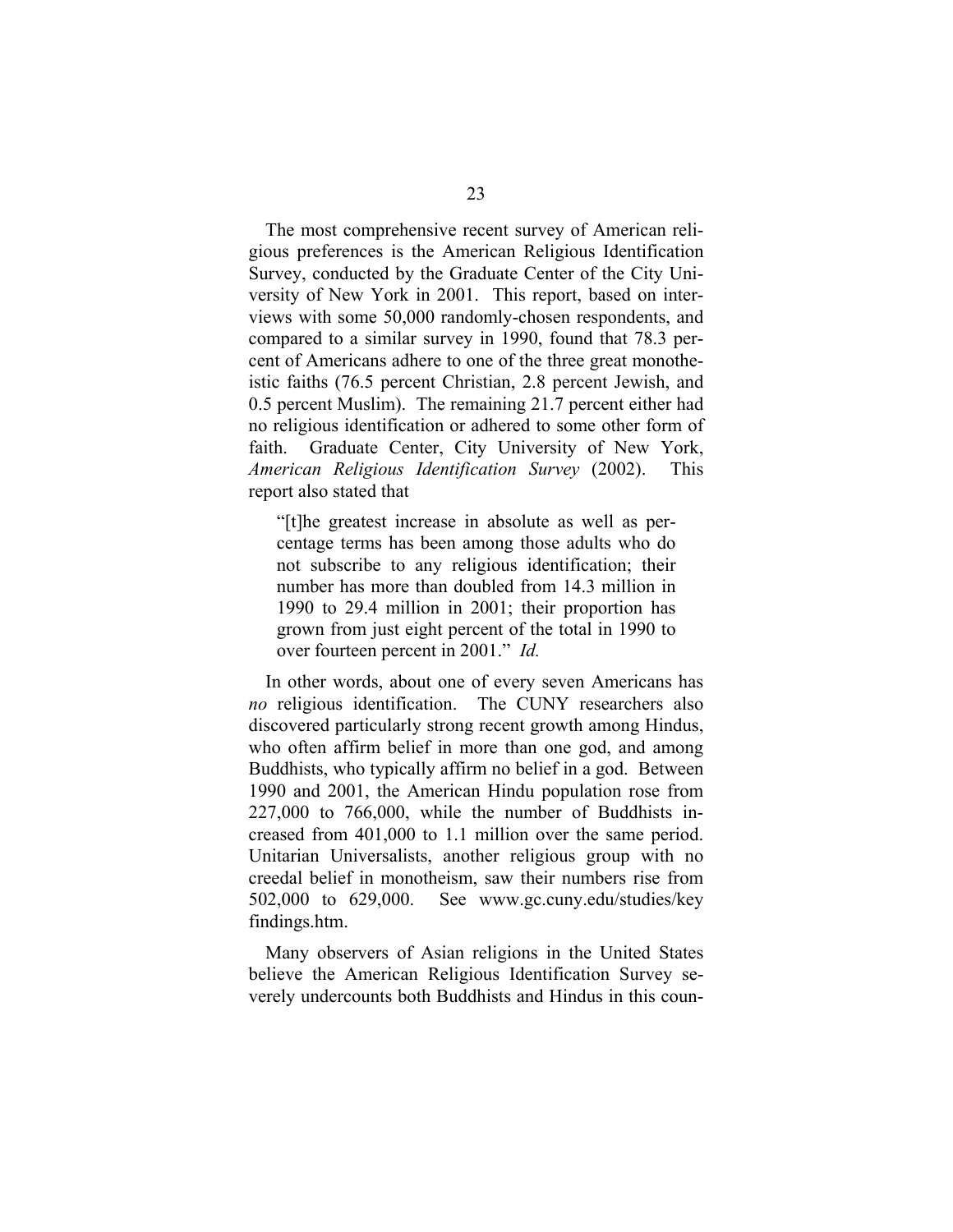The most comprehensive recent survey of American religious preferences is the American Religious Identification Survey, conducted by the Graduate Center of the City University of New York in 2001. This report, based on interviews with some 50,000 randomly-chosen respondents, and compared to a similar survey in 1990, found that 78.3 percent of Americans adhere to one of the three great monotheistic faiths (76.5 percent Christian, 2.8 percent Jewish, and 0.5 percent Muslim). The remaining 21.7 percent either had no religious identification or adhered to some other form of faith. Graduate Center, City University of New York, *American Religious Identification Survey* (2002). This report also stated that

> "[t]he greatest increase in absolute as well as percentage terms has been among those adults who do not subscribe to any religious identification; their number has more than doubled from 14.3 million in 1990 to 29.4 million in 2001; their proportion has grown from just eight percent of the total in 1990 to over fourteen percent in 2001." *Id.*

In other words, about one of every seven Americans has *no* religious identification. The CUNY researchers also discovered particularly strong recent growth among Hindus, who often affirm belief in more than one god, and among Buddhists, who typically affirm no belief in a god. Between 1990 and 2001, the American Hindu population rose from 227,000 to 766,000, while the number of Buddhists increased from 401,000 to 1.1 million over the same period. Unitarian Universalists, another religious group with no creedal belief in monotheism, saw their numbers rise from 502,000 to 629,000. See www.gc.cuny.edu/studies/key findings.htm.

Many observers of Asian religions in the United States believe the American Religious Identification Survey severely undercounts both Buddhists and Hindus in this coun-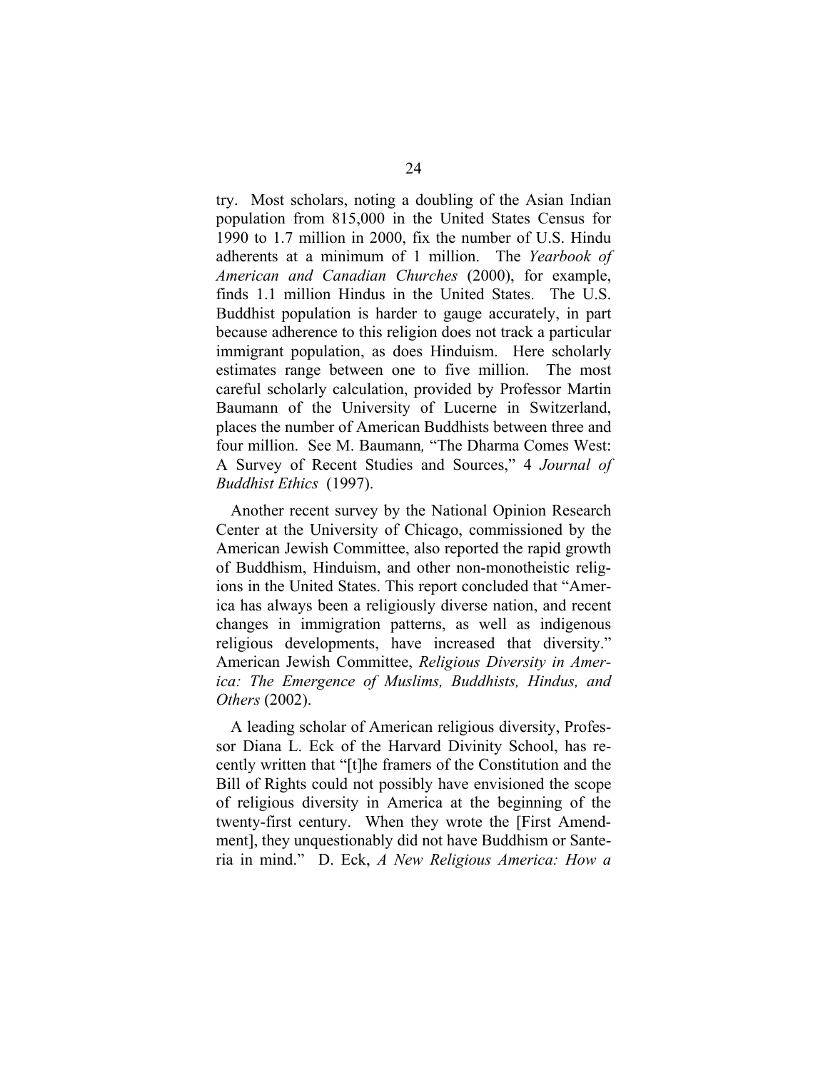try. Most scholars, noting a doubling of the Asian Indian population from 815,000 in the United States Census for 1990 to 1.7 million in 2000, fix the number of U.S. Hindu adherents at a minimum of 1 million. The *Yearbook of American and Canadian Churches* (2000), for example, finds 1.1 million Hindus in the United States. The U.S. Buddhist population is harder to gauge accurately, in part because adherence to this religion does not track a particular immigrant population, as does Hinduism. Here scholarly estimates range between one to five million. The most careful scholarly calculation, provided by Professor Martin Baumann of the University of Lucerne in Switzerland, places the number of American Buddhists between three and four million. See M. Baumann*,* "The Dharma Comes West: A Survey of Recent Studies and Sources," 4 *Journal of Buddhist Ethics* (1997).

Another recent survey by the National Opinion Research Center at the University of Chicago, commissioned by the American Jewish Committee, also reported the rapid growth of Buddhism, Hinduism, and other non-monotheistic religions in the United States. This report concluded that "America has always been a religiously diverse nation, and recent changes in immigration patterns, as well as indigenous religious developments, have increased that diversity." American Jewish Committee, *Religious Diversity in America: The Emergence of Muslims, Buddhists, Hindus, and Others* (2002).

A leading scholar of American religious diversity, Professor Diana L. Eck of the Harvard Divinity School, has recently written that "[t]he framers of the Constitution and the Bill of Rights could not possibly have envisioned the scope of religious diversity in America at the beginning of the twenty-first century. When they wrote the [First Amendment], they unquestionably did not have Buddhism or Santeria in mind." D. Eck, *A New Religious America: How a*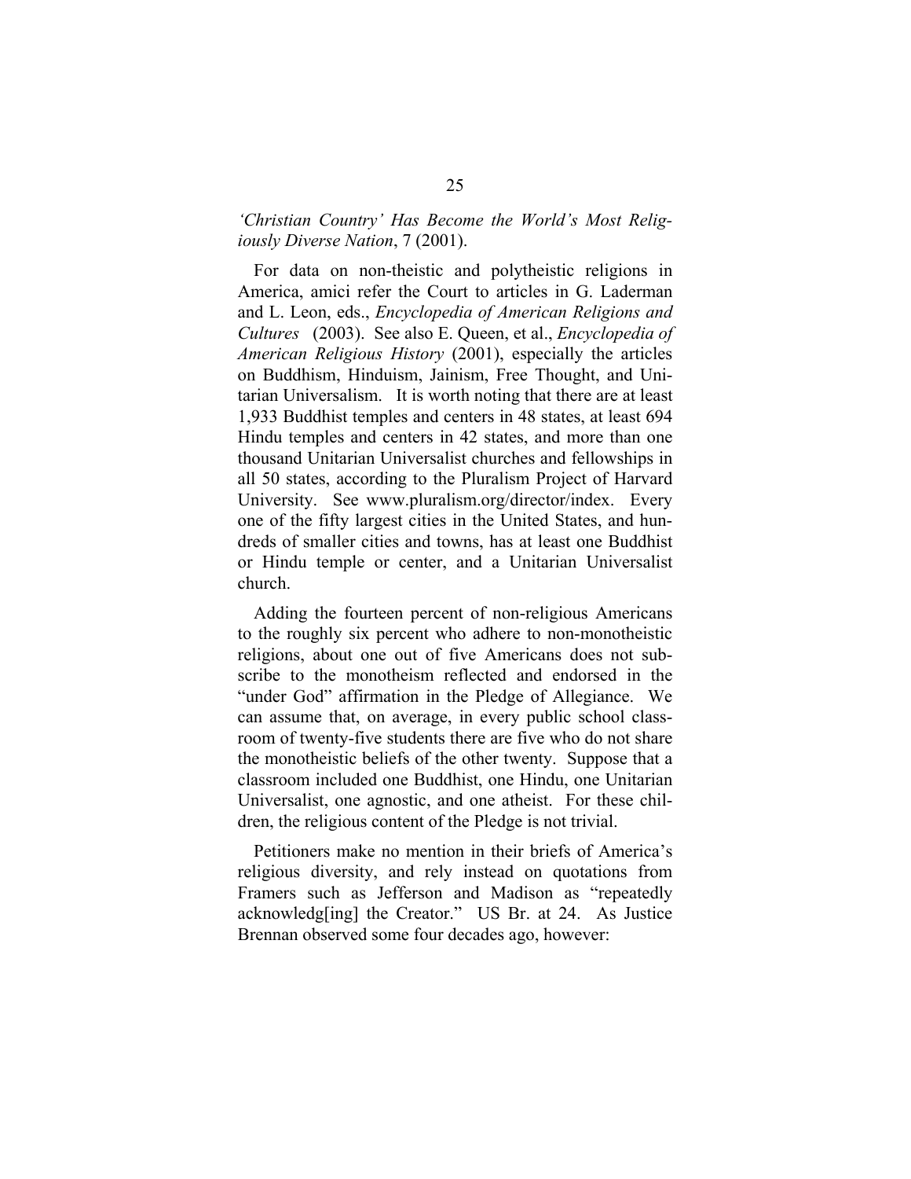*'Christian Country' Has Become the World's Most Religiously Diverse Nation*, 7 (2001).

For data on non-theistic and polytheistic religions in America, amici refer the Court to articles in G. Laderman and L. Leon, eds., *Encyclopedia of American Religions and Cultures* (2003). See also E. Queen, et al., *Encyclopedia of American Religious History* (2001), especially the articles on Buddhism, Hinduism, Jainism, Free Thought, and Unitarian Universalism. It is worth noting that there are at least 1,933 Buddhist temples and centers in 48 states, at least 694 Hindu temples and centers in 42 states, and more than one thousand Unitarian Universalist churches and fellowships in all 50 states, according to the Pluralism Project of Harvard University. See www.pluralism.org/director/index. Every one of the fifty largest cities in the United States, and hundreds of smaller cities and towns, has at least one Buddhist or Hindu temple or center, and a Unitarian Universalist church.

Adding the fourteen percent of non-religious Americans to the roughly six percent who adhere to non-monotheistic religions, about one out of five Americans does not subscribe to the monotheism reflected and endorsed in the "under God" affirmation in the Pledge of Allegiance. We can assume that, on average, in every public school classroom of twenty-five students there are five who do not share the monotheistic beliefs of the other twenty. Suppose that a classroom included one Buddhist, one Hindu, one Unitarian Universalist, one agnostic, and one atheist. For these children, the religious content of the Pledge is not trivial.

Petitioners make no mention in their briefs of America's religious diversity, and rely instead on quotations from Framers such as Jefferson and Madison as "repeatedly acknowledg[ing] the Creator." US Br. at 24. As Justice Brennan observed some four decades ago, however: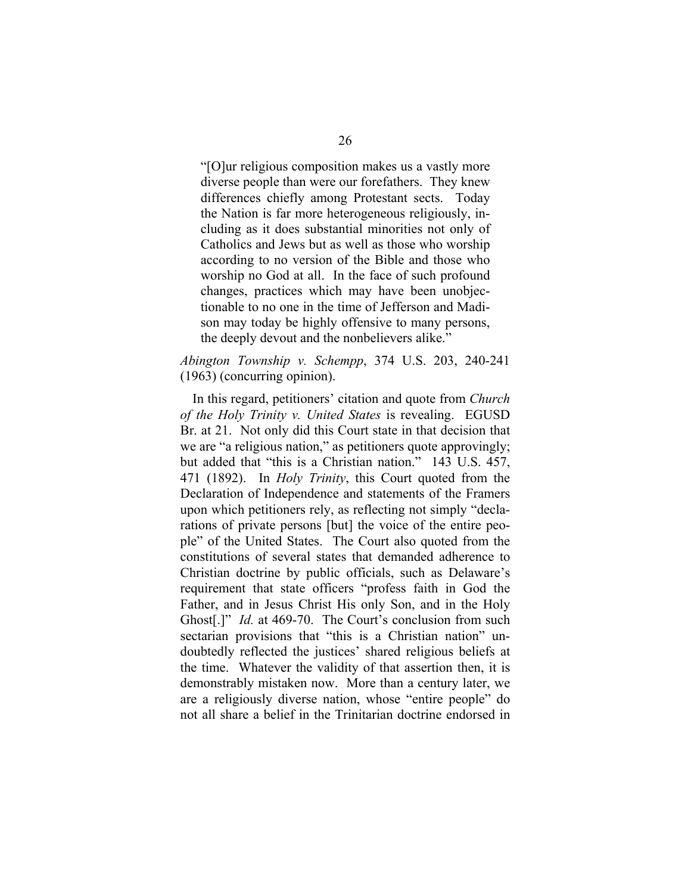> "[O]ur religious composition makes us a vastly more diverse people than were our forefathers. They knew differences chiefly among Protestant sects. Today the Nation is far more heterogeneous religiously, including as it does substantial minorities not only of Catholics and Jews but as well as those who worship according to no version of the Bible and those who worship no God at all. In the face of such profound changes, practices which may have been unobjectionable to no one in the time of Jefferson and Madison may today be highly offensive to many persons, the deeply devout and the nonbelievers alike."

*Abington Township v. Schempp*, 374 U.S. 203, 240-241 (1963) (concurring opinion).

In this regard, petitioners' citation and quote from *Church of the Holy Trinity v. United States* is revealing. EGUSD Br. at 21. Not only did this Court state in that decision that we are "a religious nation," as petitioners quote approvingly; but added that "this is a Christian nation." 143 U.S. 457, 471 (1892). In *Holy Trinity*, this Court quoted from the Declaration of Independence and statements of the Framers upon which petitioners rely, as reflecting not simply "declarations of private persons [but] the voice of the entire people" of the United States. The Court also quoted from the constitutions of several states that demanded adherence to Christian doctrine by public officials, such as Delaware's requirement that state officers "profess faith in God the Father, and in Jesus Christ His only Son, and in the Holy Ghost[.]" *Id.* at 469-70. The Court's conclusion from such sectarian provisions that "this is a Christian nation" undoubtedly reflected the justices' shared religious beliefs at the time. Whatever the validity of that assertion then, it is demonstrably mistaken now. More than a century later, we are a religiously diverse nation, whose "entire people" do not all share a belief in the Trinitarian doctrine endorsed in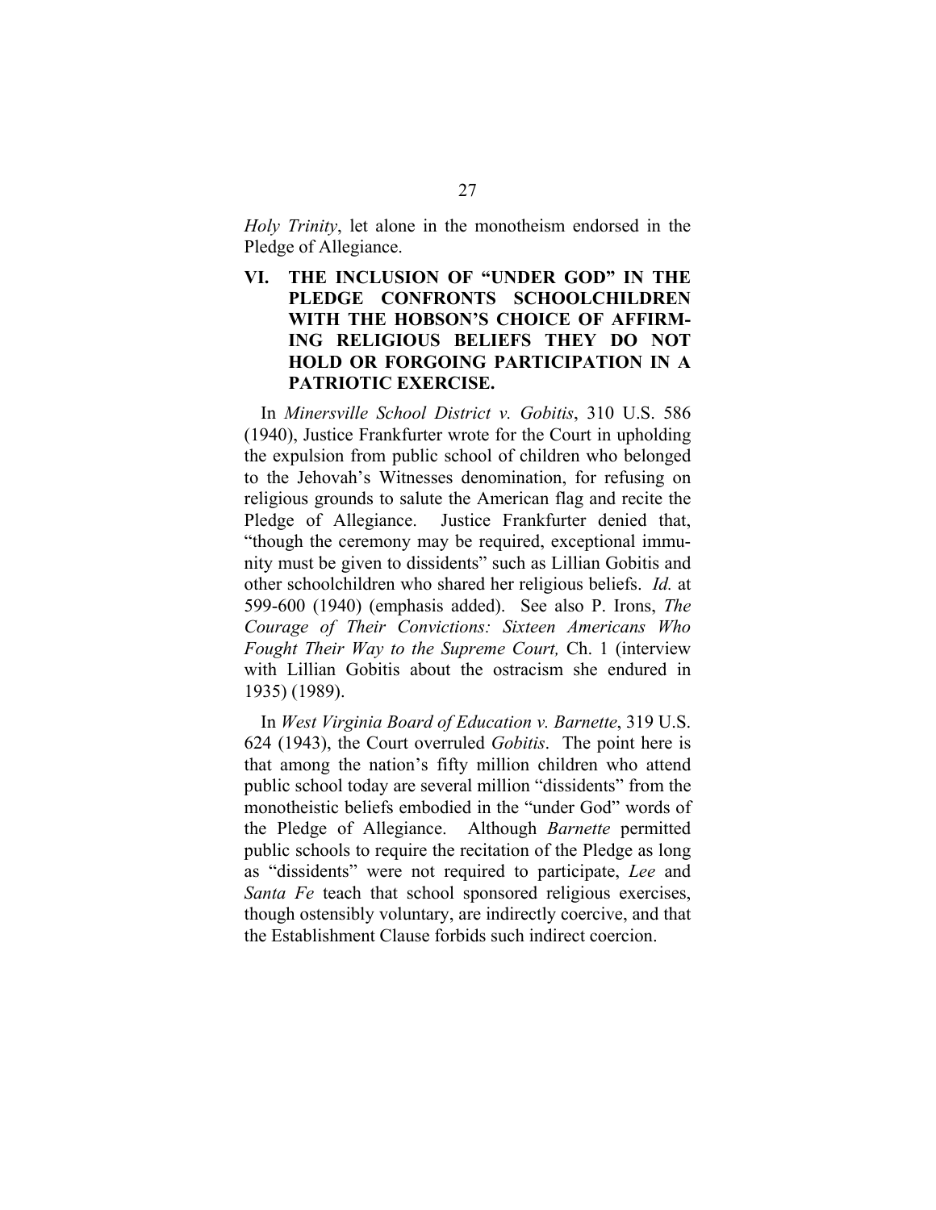*Holy Trinity*, let alone in the monotheism endorsed in the Pledge of Allegiance.

## VI. THE INCLUSION OF "UNDER GOD" IN THE PLEDGE CONFRONTS SCHOOLCHILDREN WITH THE HOBSON'S CHOICE OF AFFIRMING RELIGIOUS BELIEFS THEY DO NOT HOLD OR FORGOING PARTICIPATION IN A PATRIOTIC EXERCISE.

In *Minersville School District v. Gobitis*, 310 U.S. 586 (1940), Justice Frankfurter wrote for the Court in upholding the expulsion from public school of children who belonged to the Jehovah's Witnesses denomination, for refusing on religious grounds to salute the American flag and recite the Pledge of Allegiance. Justice Frankfurter denied that, "though the ceremony may be required, exceptional immunity must be given to dissidents" such as Lillian Gobitis and other schoolchildren who shared her religious beliefs. *Id.* at 599-600 (1940) (emphasis added). See also P. Irons, *The Courage of Their Convictions: Sixteen Americans Who Fought Their Way to the Supreme Court,* Ch. 1 (interview with Lillian Gobitis about the ostracism she endured in 1935) (1989).

In *West Virginia Board of Education v. Barnette*, 319 U.S. 624 (1943), the Court overruled *Gobitis*. The point here is that among the nation's fifty million children who attend public school today are several million "dissidents" from the monotheistic beliefs embodied in the "under God" words of the Pledge of Allegiance. Although *Barnette* permitted public schools to require the recitation of the Pledge as long as "dissidents" were not required to participate, *Lee* and *Santa Fe* teach that school sponsored religious exercises, though ostensibly voluntary, are indirectly coercive, and that the Establishment Clause forbids such indirect coercion.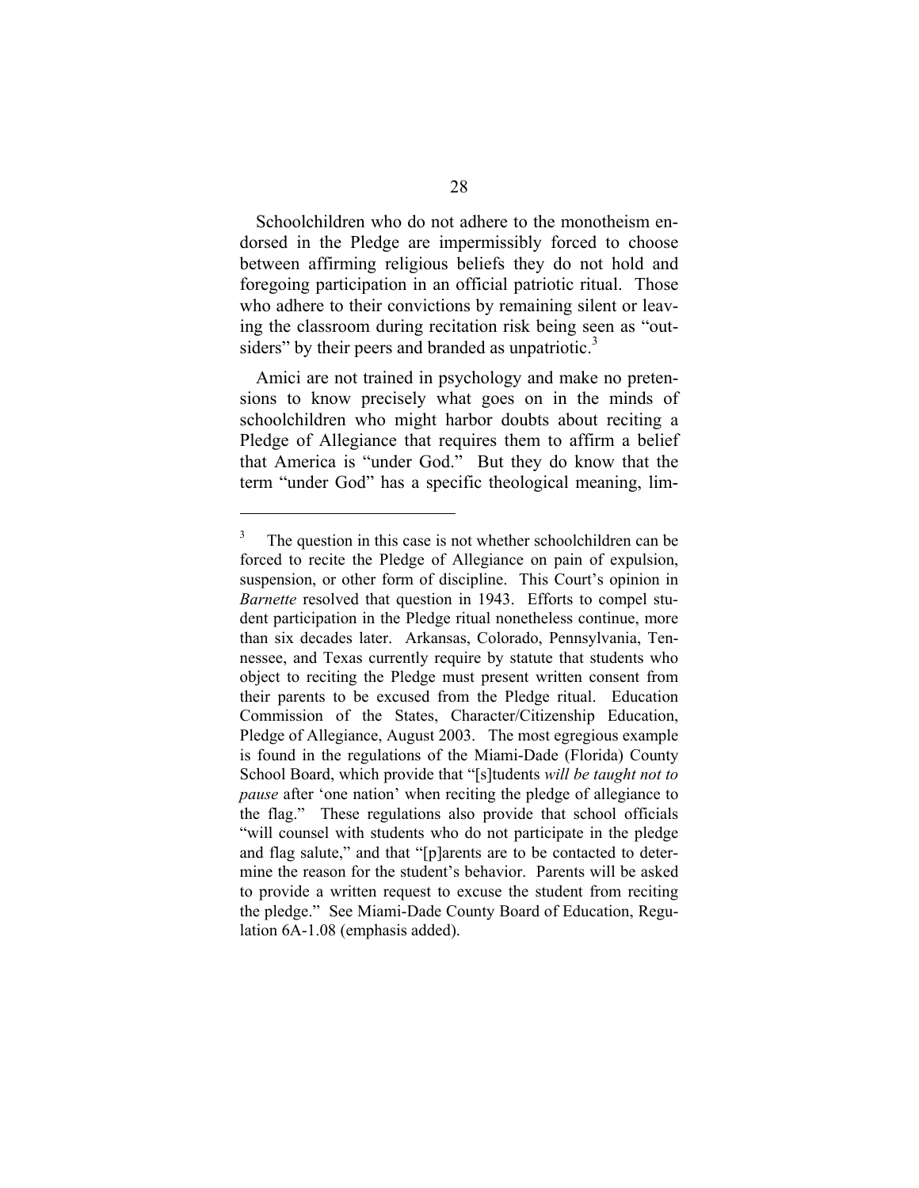Schoolchildren who do not adhere to the monotheism endorsed in the Pledge are impermissibly forced to choose between affirming religious beliefs they do not hold and foregoing participation in an official patriotic ritual. Those who adhere to their convictions by remaining silent or leaving the classroom during recitation risk being seen as "outsiders" by their peers and branded as unpatriotic.[3]

Amici are not trained in psychology and make no pretensions to know precisely what goes on in the minds of schoolchildren who might harbor doubts about reciting a Pledge of Allegiance that requires them to affirm a belief that America is "under God." But they do know that the term "under God" has a specific theological meaning, lim-

---

[3] The question in this case is not whether schoolchildren can be forced to recite the Pledge of Allegiance on pain of expulsion, suspension, or other form of discipline. This Court's opinion in *Barnette* resolved that question in 1943. Efforts to compel student participation in the Pledge ritual nonetheless continue, more than six decades later. Arkansas, Colorado, Pennsylvania, Tennessee, and Texas currently require by statute that students who object to reciting the Pledge must present written consent from their parents to be excused from the Pledge ritual. Education Commission of the States, Character/Citizenship Education, Pledge of Allegiance, August 2003. The most egregious example is found in the regulations of the Miami-Dade (Florida) County School Board, which provide that "[s]tudents *will be taught not to pause* after 'one nation' when reciting the pledge of allegiance to the flag." These regulations also provide that school officials "will counsel with students who do not participate in the pledge and flag salute," and that "[p]arents are to be contacted to determine the reason for the student's behavior. Parents will be asked to provide a written request to excuse the student from reciting the pledge." See Miami-Dade County Board of Education, Regulation 6A-1.08 (emphasis added).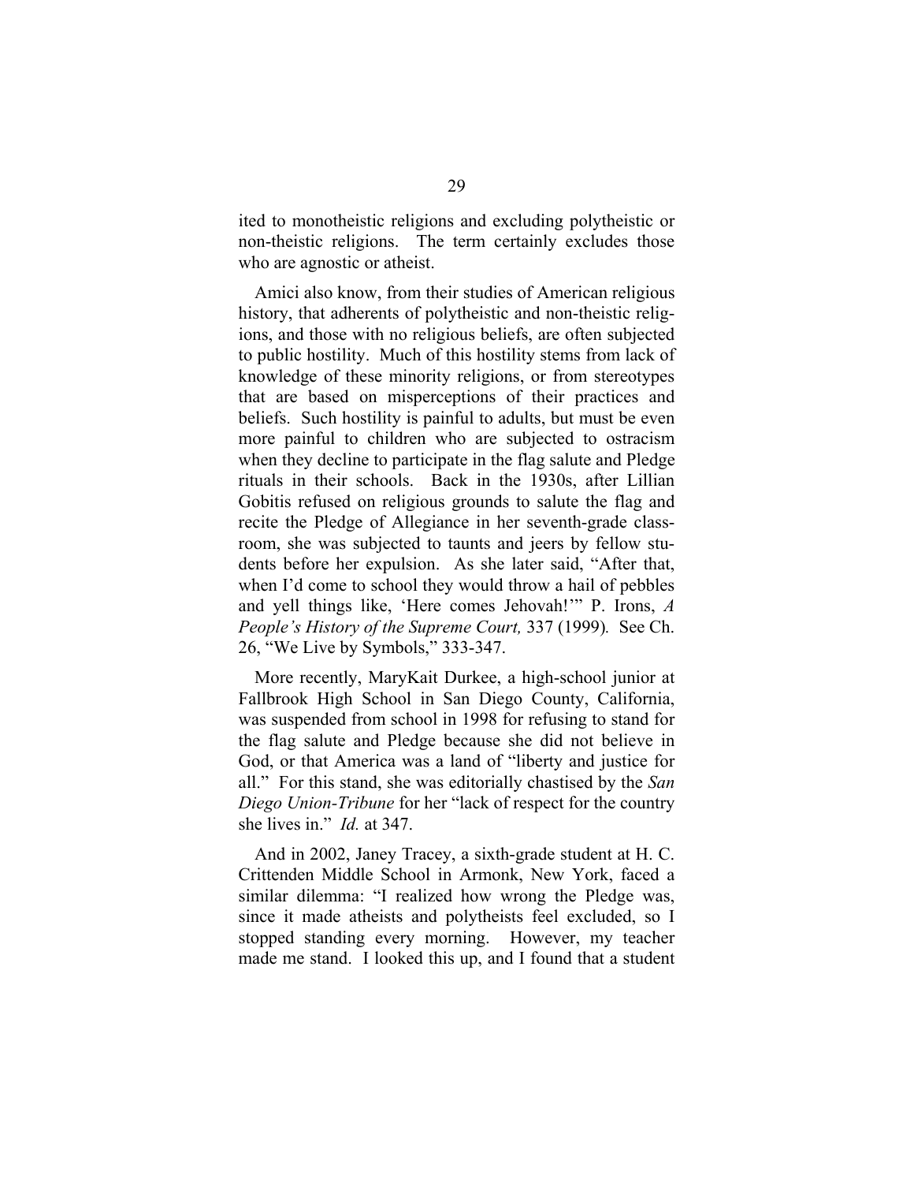ited to monotheistic religions and excluding polytheistic or non-theistic religions. The term certainly excludes those who are agnostic or atheist.

Amici also know, from their studies of American religious history, that adherents of polytheistic and non-theistic religions, and those with no religious beliefs, are often subjected to public hostility. Much of this hostility stems from lack of knowledge of these minority religions, or from stereotypes that are based on misperceptions of their practices and beliefs. Such hostility is painful to adults, but must be even more painful to children who are subjected to ostracism when they decline to participate in the flag salute and Pledge rituals in their schools. Back in the 1930s, after Lillian Gobitis refused on religious grounds to salute the flag and recite the Pledge of Allegiance in her seventh-grade classroom, she was subjected to taunts and jeers by fellow students before her expulsion. As she later said, "After that, when I'd come to school they would throw a hail of pebbles and yell things like, 'Here comes Jehovah!'" P. Irons, *A People's History of the Supreme Court,* 337 (1999). See Ch. 26, "We Live by Symbols," 333-347.

More recently, MaryKait Durkee, a high-school junior at Fallbrook High School in San Diego County, California, was suspended from school in 1998 for refusing to stand for the flag salute and Pledge because she did not believe in God, or that America was a land of "liberty and justice for all." For this stand, she was editorially chastised by the *San Diego Union-Tribune* for her "lack of respect for the country she lives in." *Id.* at 347.

And in 2002, Janey Tracey, a sixth-grade student at H. C. Crittenden Middle School in Armonk, New York, faced a similar dilemma: "I realized how wrong the Pledge was, since it made atheists and polytheists feel excluded, so I stopped standing every morning. However, my teacher made me stand. I looked this up, and I found that a student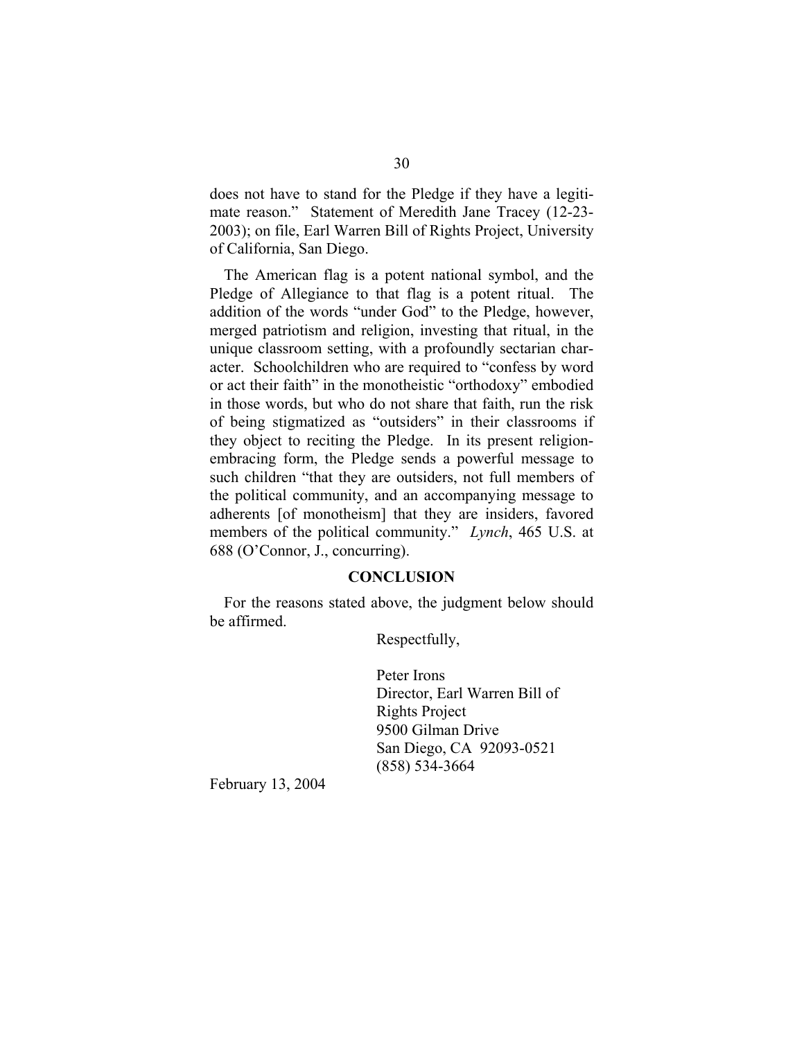does not have to stand for the Pledge if they have a legitimate reason." Statement of Meredith Jane Tracey (12-23-2003); on file, Earl Warren Bill of Rights Project, University of California, San Diego.

The American flag is a potent national symbol, and the Pledge of Allegiance to that flag is a potent ritual. The addition of the words "under God" to the Pledge, however, merged patriotism and religion, investing that ritual, in the unique classroom setting, with a profoundly sectarian character. Schoolchildren who are required to "confess by word or act their faith" in the monotheistic "orthodoxy" embodied in those words, but who do not share that faith, run the risk of being stigmatized as "outsiders" in their classrooms if they object to reciting the Pledge. In its present religion-embracing form, the Pledge sends a powerful message to such children "that they are outsiders, not full members of the political community, and an accompanying message to adherents [of monotheism] that they are insiders, favored members of the political community." *Lynch*, 465 U.S. at 688 (O'Connor, J., concurring).

## CONCLUSION

For the reasons stated above, the judgment below should be affirmed.

Respectfully,

Peter Irons
Director, Earl Warren Bill of Rights Project
9500 Gilman Drive
San Diego, CA 92093-0521
(858) 534-3664

February 13, 2004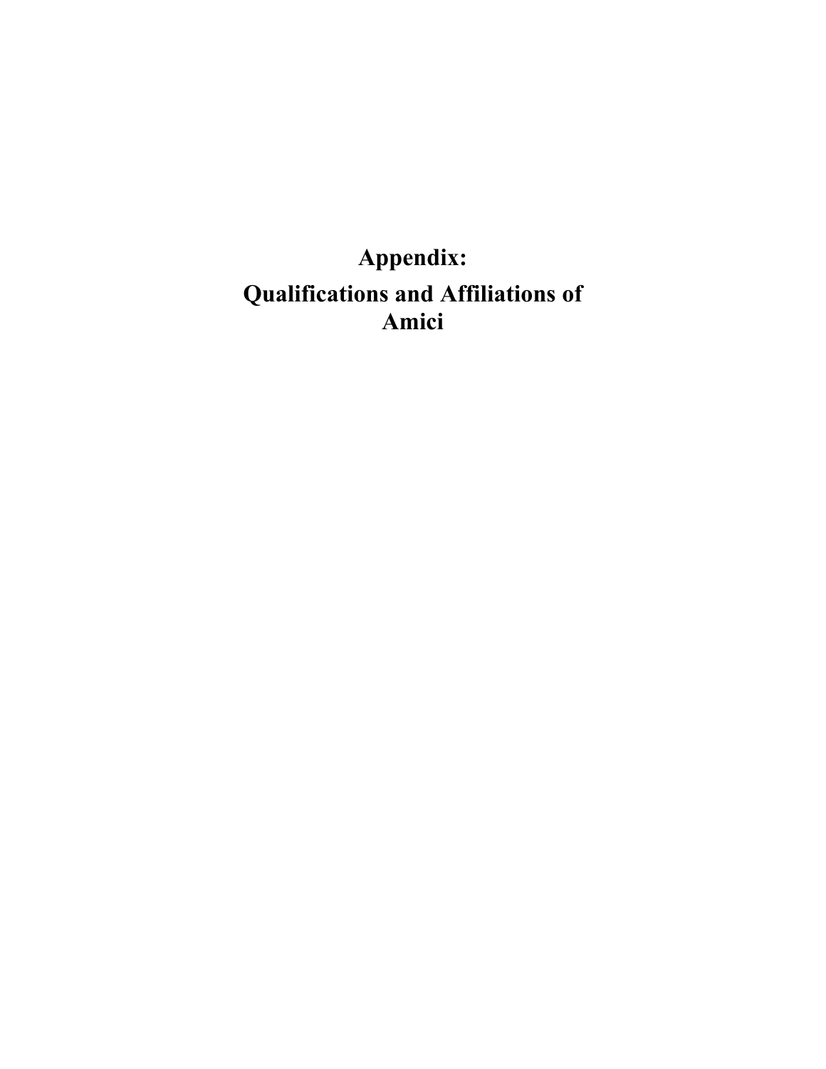# Appendix:

# Qualifications and Affiliations of Amici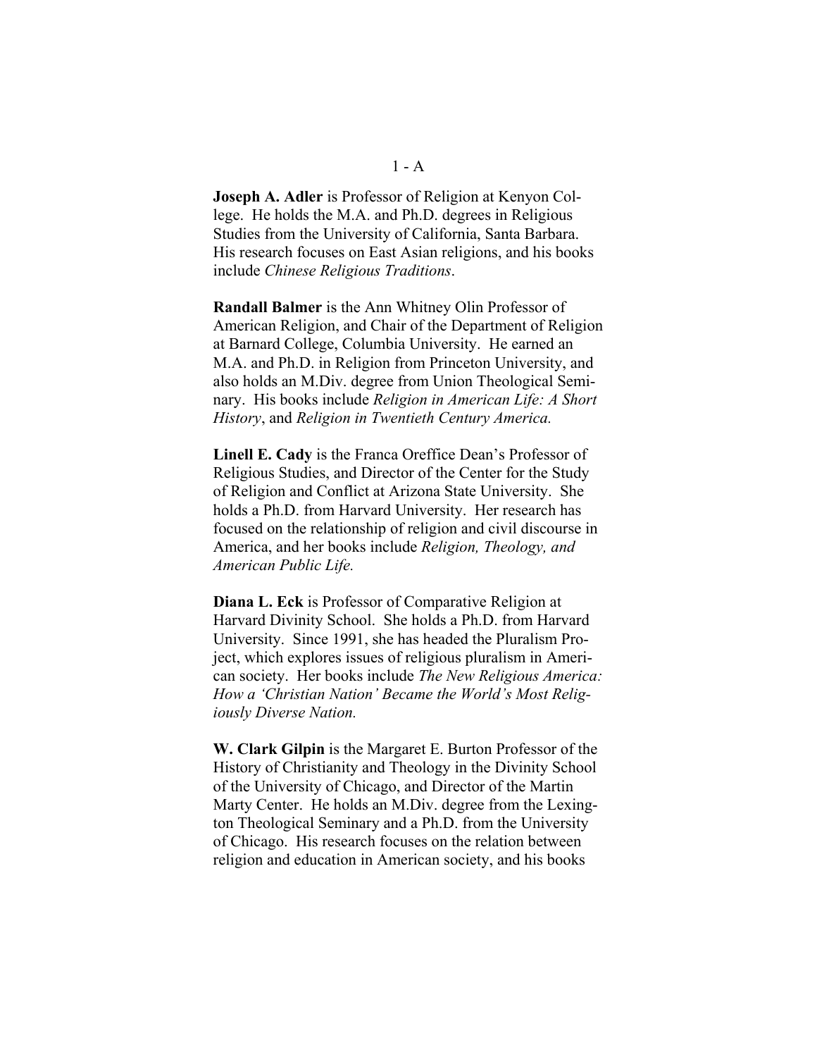**Joseph A. Adler** is Professor of Religion at Kenyon College. He holds the M.A. and Ph.D. degrees in Religious Studies from the University of California, Santa Barbara. His research focuses on East Asian religions, and his books include *Chinese Religious Traditions*.

**Randall Balmer** is the Ann Whitney Olin Professor of American Religion, and Chair of the Department of Religion at Barnard College, Columbia University. He earned an M.A. and Ph.D. in Religion from Princeton University, and also holds an M.Div. degree from Union Theological Seminary. His books include *Religion in American Life: A Short History*, and *Religion in Twentieth Century America.*

**Linell E. Cady** is the Franca Oreffice Dean's Professor of Religious Studies, and Director of the Center for the Study of Religion and Conflict at Arizona State University. She holds a Ph.D. from Harvard University. Her research has focused on the relationship of religion and civil discourse in America, and her books include *Religion, Theology, and American Public Life.*

**Diana L. Eck** is Professor of Comparative Religion at Harvard Divinity School. She holds a Ph.D. from Harvard University. Since 1991, she has headed the Pluralism Project, which explores issues of religious pluralism in American society. Her books include *The New Religious America: How a 'Christian Nation' Became the World's Most Religiously Diverse Nation.*

**W. Clark Gilpin** is the Margaret E. Burton Professor of the History of Christianity and Theology in the Divinity School of the University of Chicago, and Director of the Martin Marty Center. He holds an M.Div. degree from the Lexington Theological Seminary and a Ph.D. from the University of Chicago. His research focuses on the relation between religion and education in American society, and his books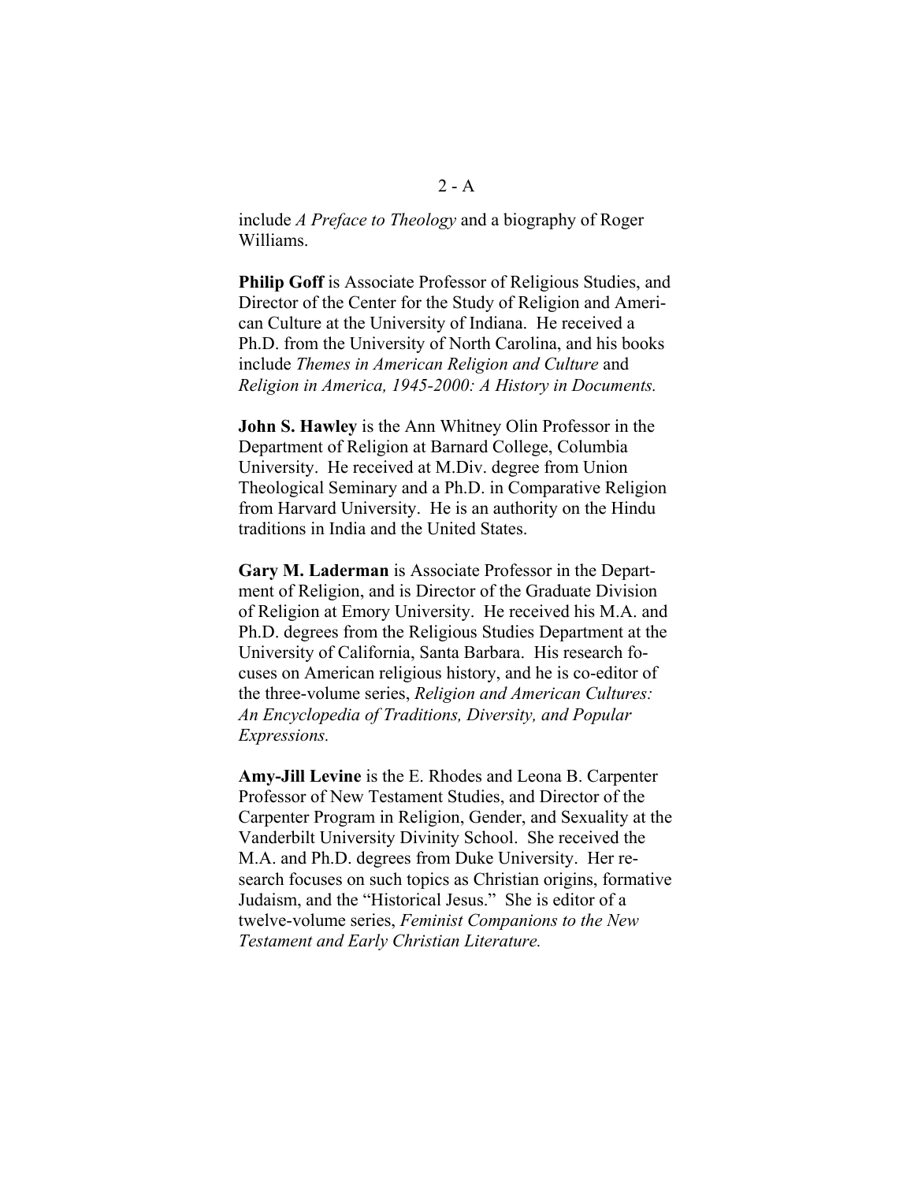include *A Preface to Theology* and a biography of Roger Williams.

**Philip Goff** is Associate Professor of Religious Studies, and Director of the Center for the Study of Religion and American Culture at the University of Indiana. He received a Ph.D. from the University of North Carolina, and his books include *Themes in American Religion and Culture* and *Religion in America, 1945-2000: A History in Documents.*

**John S. Hawley** is the Ann Whitney Olin Professor in the Department of Religion at Barnard College, Columbia University. He received at M.Div. degree from Union Theological Seminary and a Ph.D. in Comparative Religion from Harvard University. He is an authority on the Hindu traditions in India and the United States.

**Gary M. Laderman** is Associate Professor in the Department of Religion, and is Director of the Graduate Division of Religion at Emory University. He received his M.A. and Ph.D. degrees from the Religious Studies Department at the University of California, Santa Barbara. His research focuses on American religious history, and he is co-editor of the three-volume series, *Religion and American Cultures: An Encyclopedia of Traditions, Diversity, and Popular Expressions.*

**Amy-Jill Levine** is the E. Rhodes and Leona B. Carpenter Professor of New Testament Studies, and Director of the Carpenter Program in Religion, Gender, and Sexuality at the Vanderbilt University Divinity School. She received the M.A. and Ph.D. degrees from Duke University. Her research focuses on such topics as Christian origins, formative Judaism, and the "Historical Jesus." She is editor of a twelve-volume series, *Feminist Companions to the New Testament and Early Christian Literature.*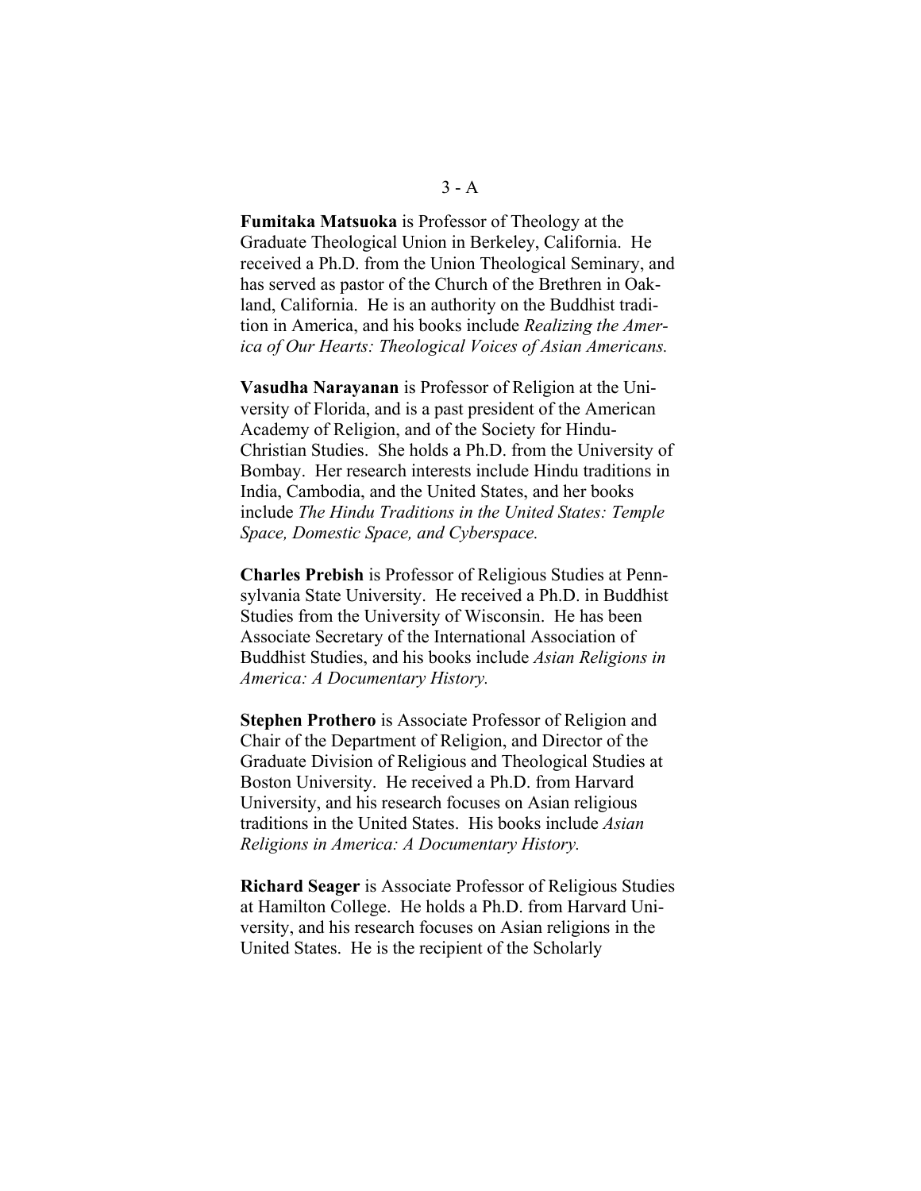**Fumitaka Matsuoka** is Professor of Theology at the Graduate Theological Union in Berkeley, California. He received a Ph.D. from the Union Theological Seminary, and has served as pastor of the Church of the Brethren in Oakland, California. He is an authority on the Buddhist tradition in America, and his books include *Realizing the America of Our Hearts: Theological Voices of Asian Americans.*

**Vasudha Narayanan** is Professor of Religion at the University of Florida, and is a past president of the American Academy of Religion, and of the Society for Hindu-Christian Studies. She holds a Ph.D. from the University of Bombay. Her research interests include Hindu traditions in India, Cambodia, and the United States, and her books include *The Hindu Traditions in the United States: Temple Space, Domestic Space, and Cyberspace.*

**Charles Prebish** is Professor of Religious Studies at Pennsylvania State University. He received a Ph.D. in Buddhist Studies from the University of Wisconsin. He has been Associate Secretary of the International Association of Buddhist Studies, and his books include *Asian Religions in America: A Documentary History.*

**Stephen Prothero** is Associate Professor of Religion and Chair of the Department of Religion, and Director of the Graduate Division of Religious and Theological Studies at Boston University. He received a Ph.D. from Harvard University, and his research focuses on Asian religious traditions in the United States. His books include *Asian Religions in America: A Documentary History.*

**Richard Seager** is Associate Professor of Religious Studies at Hamilton College. He holds a Ph.D. from Harvard University, and his research focuses on Asian religions in the United States. He is the recipient of the Scholarly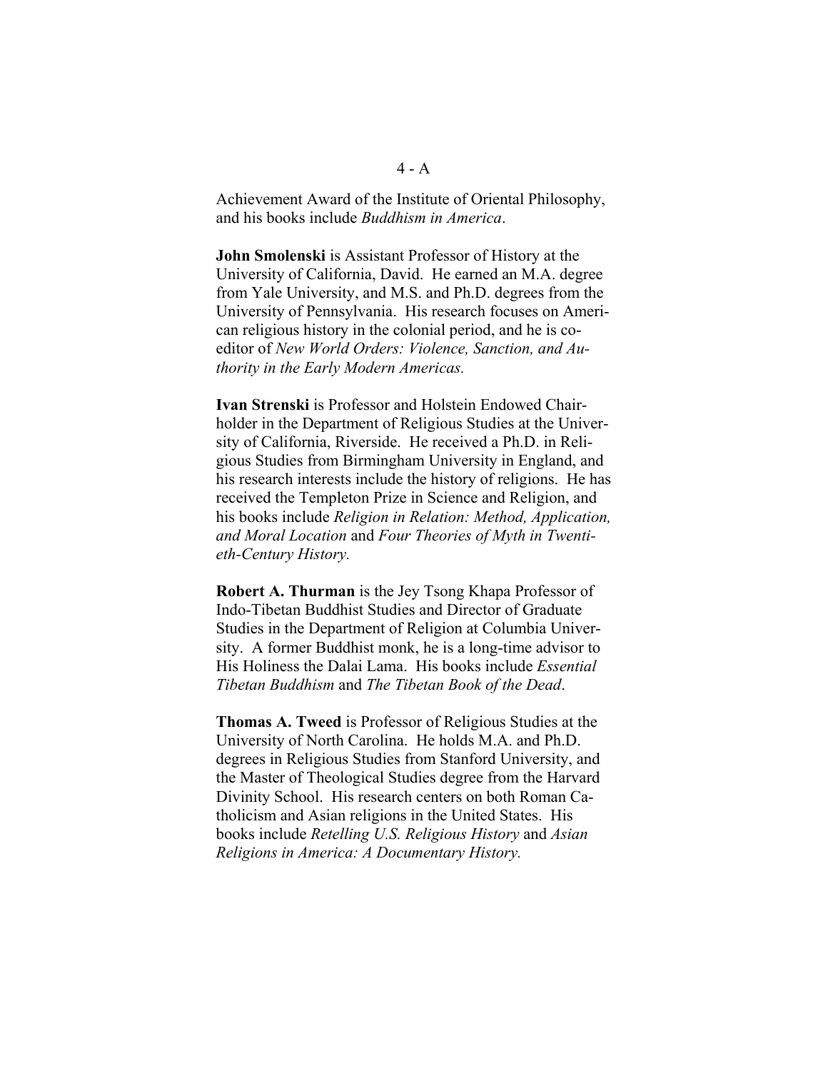Achievement Award of the Institute of Oriental Philosophy, and his books include *Buddhism in America*.

**John Smolenski** is Assistant Professor of History at the University of California, David. He earned an M.A. degree from Yale University, and M.S. and Ph.D. degrees from the University of Pennsylvania. His research focuses on American religious history in the colonial period, and he is co-editor of *New World Orders: Violence, Sanction, and Authority in the Early Modern Americas.*

**Ivan Strenski** is Professor and Holstein Endowed Chairholder in the Department of Religious Studies at the University of California, Riverside. He received a Ph.D. in Religious Studies from Birmingham University in England, and his research interests include the history of religions. He has received the Templeton Prize in Science and Religion, and his books include *Religion in Relation: Method, Application, and Moral Location* and *Four Theories of Myth in Twentieth-Century History.*

**Robert A. Thurman** is the Jey Tsong Khapa Professor of Indo-Tibetan Buddhist Studies and Director of Graduate Studies in the Department of Religion at Columbia University. A former Buddhist monk, he is a long-time advisor to His Holiness the Dalai Lama. His books include *Essential Tibetan Buddhism* and *The Tibetan Book of the Dead*.

**Thomas A. Tweed** is Professor of Religious Studies at the University of North Carolina. He holds M.A. and Ph.D. degrees in Religious Studies from Stanford University, and the Master of Theological Studies degree from the Harvard Divinity School. His research centers on both Roman Catholicism and Asian religions in the United States. His books include *Retelling U.S. Religious History* and *Asian Religions in America: A Documentary History.*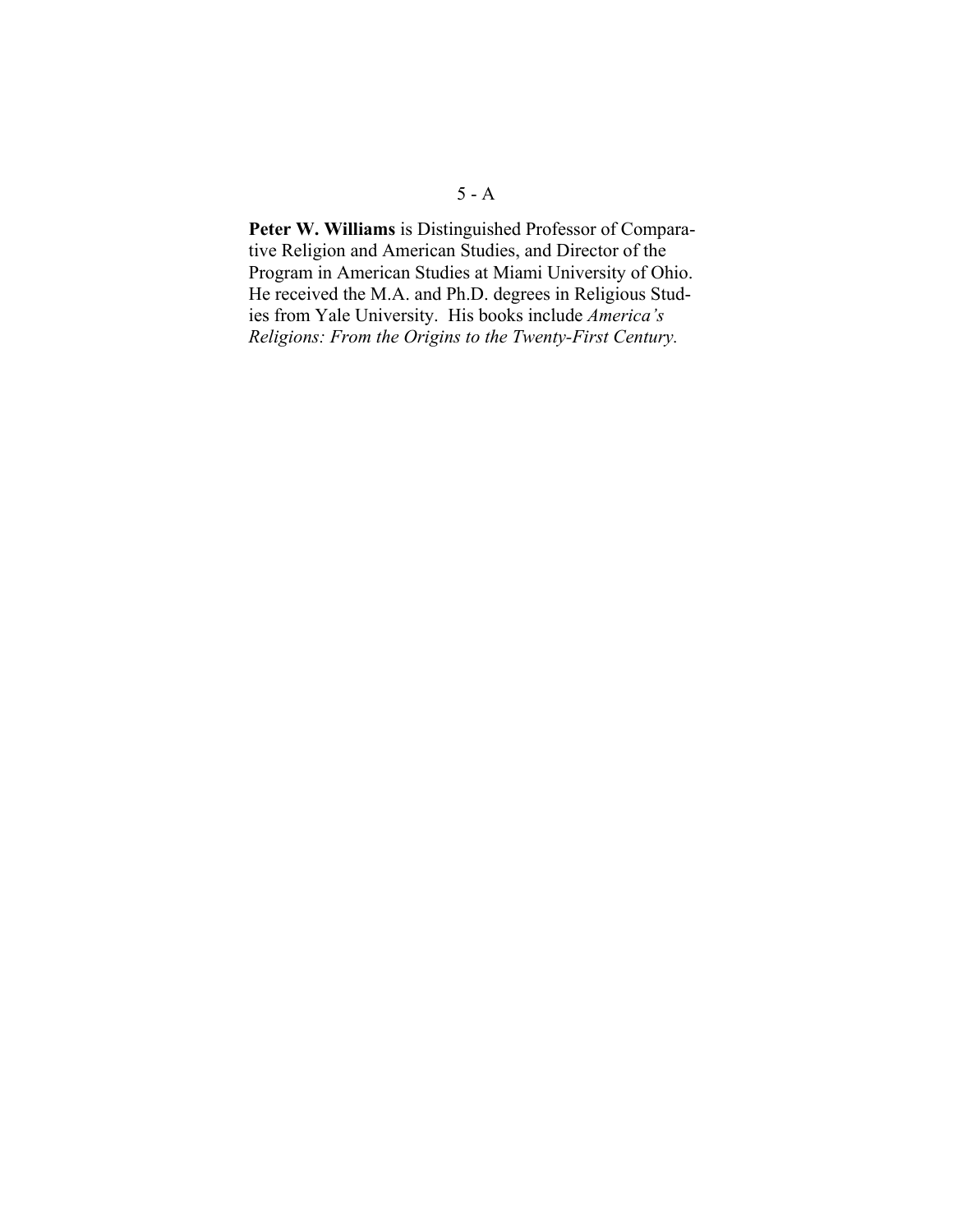**Peter W. Williams** is Distinguished Professor of Comparative Religion and American Studies, and Director of the Program in American Studies at Miami University of Ohio. He received the M.A. and Ph.D. degrees in Religious Studies from Yale University. His books include *America's Religions: From the Origins to the Twenty-First Century.*